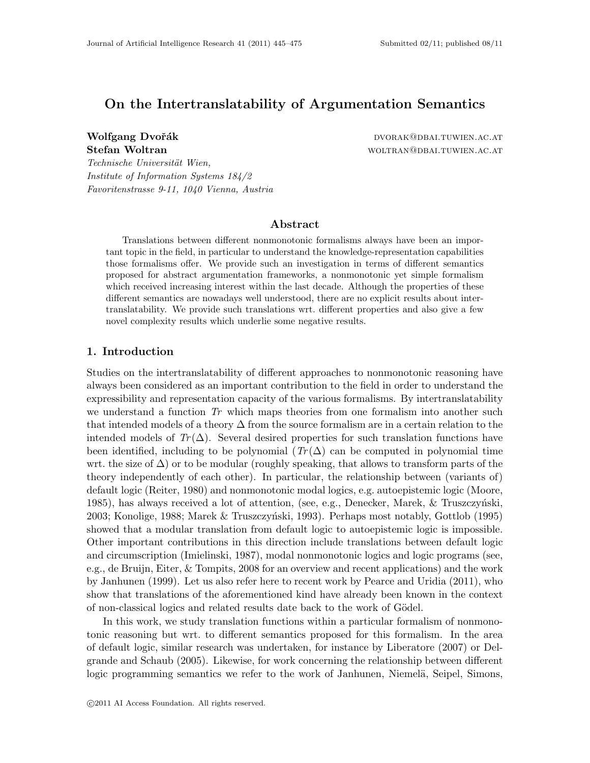# On the Intertranslatability of Argumentation Semantics

**Wolfgang Dvořák** DVORAK@DBAI.TUWIEN.AC.AT
**Stefan Woltran** WOLTRAN@DBAI.TUWIEN.AC.AT
*Technische Universität Wien,*
*Institute of Information Systems 184/2*
*Favoritenstrasse 9-11, 1040 Vienna, Austria*

## Abstract

Translations between different nonmonotonic formalisms always have been an important topic in the field, in particular to understand the knowledge-representation capabilities those formalisms offer. We provide such an investigation in terms of different semantics proposed for abstract argumentation frameworks, a nonmonotonic yet simple formalism which received increasing interest within the last decade. Although the properties of these different semantics are nowadays well understood, there are no explicit results about intertranslatability. We provide such translations wrt. different properties and also give a few novel complexity results which underlie some negative results.

## 1. Introduction

Studies on the intertranslatability of different approaches to nonmonotonic reasoning have always been considered as an important contribution to the field in order to understand the expressibility and representation capacity of the various formalisms. By intertranslatability we understand a function $Tr$ which maps theories from one formalism into another such that intended models of a theory $\Delta$ from the source formalism are in a certain relation to the intended models of $Tr(\Delta)$. Several desired properties for such translation functions have been identified, including to be polynomial ($Tr(\Delta)$ can be computed in polynomial time wrt. the size of $\Delta$) or to be modular (roughly speaking, that allows to transform parts of the theory independently of each other). In particular, the relationship between (variants of) default logic (Reiter, 1980) and nonmonotonic modal logics, e.g. autoepistemic logic (Moore, 1985), has always received a lot of attention, (see, e.g., Denecker, Marek, & Truszczyński, 2003; Konolige, 1988; Marek & Truszczyński, 1993). Perhaps most notably, Gottlob (1995) showed that a modular translation from default logic to autoepistemic logic is impossible. Other important contributions in this direction include translations between default logic and circumscription (Imielinski, 1987), modal nonmonotonic logics and logic programs (see, e.g., de Bruijn, Eiter, & Tompits, 2008 for an overview and recent applications) and the work by Janhunen (1999). Let us also refer here to recent work by Pearce and Uridia (2011), who show that translations of the aforementioned kind have already been known in the context of non-classical logics and related results date back to the work of Gödel.

In this work, we study translation functions within a particular formalism of nonmonotonic reasoning but wrt. to different semantics proposed for this formalism. In the area of default logic, similar research was undertaken, for instance by Liberatore (2007) or Delgrande and Schaub (2005). Likewise, for work concerning the relationship between different logic programming semantics we refer to the work of Janhunen, Niemelä, Seipel, Simons,

©2011 AI Access Foundation. All rights reserved.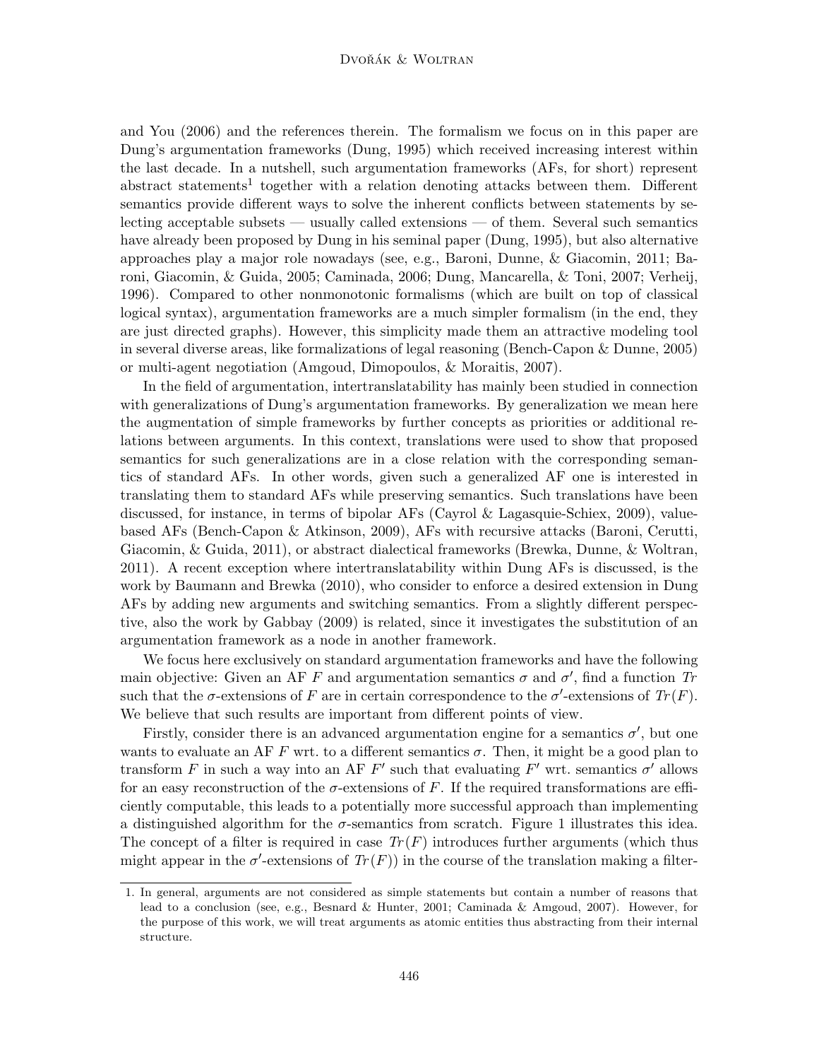and You (2006) and the references therein. The formalism we focus on in this paper are Dung's argumentation frameworks (Dung, 1995) which received increasing interest within the last decade. In a nutshell, such argumentation frameworks (AFs, for short) represent abstract statements[1] together with a relation denoting attacks between them. Different semantics provide different ways to solve the inherent conflicts between statements by selecting acceptable subsets — usually called extensions — of them. Several such semantics have already been proposed by Dung in his seminal paper (Dung, 1995), but also alternative approaches play a major role nowadays (see, e.g., Baroni, Dunne, & Giacomin, 2011; Baroni, Giacomin, & Guida, 2005; Caminada, 2006; Dung, Mancarella, & Toni, 2007; Verheij, 1996). Compared to other nonmonotonic formalisms (which are built on top of classical logical syntax), argumentation frameworks are a much simpler formalism (in the end, they are just directed graphs). However, this simplicity made them an attractive modeling tool in several diverse areas, like formalizations of legal reasoning (Bench-Capon & Dunne, 2005) or multi-agent negotiation (Amgoud, Dimopoulos, & Moraitis, 2007).

In the field of argumentation, intertranslatability has mainly been studied in connection with generalizations of Dung's argumentation frameworks. By generalization we mean here the augmentation of simple frameworks by further concepts as priorities or additional relations between arguments. In this context, translations were used to show that proposed semantics for such generalizations are in a close relation with the corresponding semantics of standard AFs. In other words, given such a generalized AF one is interested in translating them to standard AFs while preserving semantics. Such translations have been discussed, for instance, in terms of bipolar AFs (Cayrol & Lagasquie-Schiex, 2009), value-based AFs (Bench-Capon & Atkinson, 2009), AFs with recursive attacks (Baroni, Cerutti, Giacomin, & Guida, 2011), or abstract dialectical frameworks (Brewka, Dunne, & Woltran, 2011). A recent exception where intertranslatability within Dung AFs is discussed, is the work by Baumann and Brewka (2010), who consider to enforce a desired extension in Dung AFs by adding new arguments and switching semantics. From a slightly different perspective, also the work by Gabbay (2009) is related, since it investigates the substitution of an argumentation framework as a node in another framework.

We focus here exclusively on standard argumentation frameworks and have the following main objective: Given an AF $F$ and argumentation semantics $\sigma$ and $\sigma'$, find a function $Tr$ such that the $\sigma$-extensions of $F$ are in certain correspondence to the $\sigma'$-extensions of $Tr(F)$. We believe that such results are important from different points of view.

Firstly, consider there is an advanced argumentation engine for a semantics $\sigma'$, but one wants to evaluate an AF $F$ wrt. to a different semantics $\sigma$. Then, it might be a good plan to transform $F$ in such a way into an AF $F'$ such that evaluating $F'$ wrt. semantics $\sigma'$ allows for an easy reconstruction of the $\sigma$-extensions of $F$. If the required transformations are efficiently computable, this leads to a potentially more successful approach than implementing a distinguished algorithm for the $\sigma$-semantics from scratch. Figure 1 illustrates this idea. The concept of a filter is required in case $Tr(F)$ introduces further arguments (which thus might appear in the $\sigma'$-extensions of $Tr(F)$) in the course of the translation making a filter-

1. In general, arguments are not considered as simple statements but contain a number of reasons that lead to a conclusion (see, e.g., Besnard & Hunter, 2001; Caminada & Amgoud, 2007). However, for the purpose of this work, we will treat arguments as atomic entities thus abstracting from their internal structure.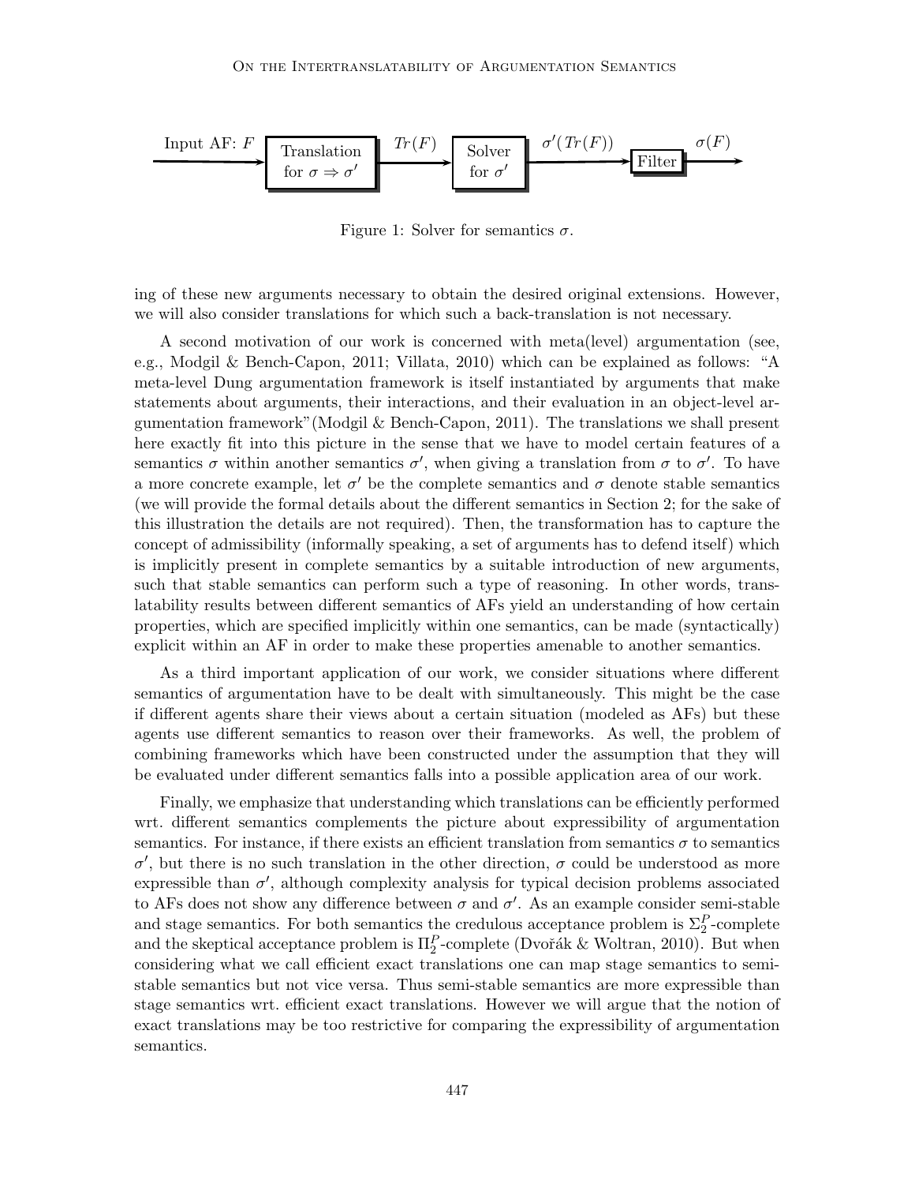Input AF: $F$ → Translation for $\sigma \Rightarrow \sigma'$ → $Tr(F)$ → Solver for $\sigma'$ → $\sigma'(Tr(F))$ → Filter → $\sigma(F)$

Figure 1: Solver for semantics $\sigma$.

ing of these new arguments necessary to obtain the desired original extensions. However, we will also consider translations for which such a back-translation is not necessary.

A second motivation of our work is concerned with meta(level) argumentation (see, e.g., Modgil & Bench-Capon, 2011; Villata, 2010) which can be explained as follows: "A meta-level Dung argumentation framework is itself instantiated by arguments that make statements about arguments, their interactions, and their evaluation in an object-level argumentation framework"(Modgil & Bench-Capon, 2011). The translations we shall present here exactly fit into this picture in the sense that we have to model certain features of a semantics $\sigma$ within another semantics $\sigma'$, when giving a translation from $\sigma$ to $\sigma'$. To have a more concrete example, let $\sigma'$ be the complete semantics and $\sigma$ denote stable semantics (we will provide the formal details about the different semantics in Section 2; for the sake of this illustration the details are not required). Then, the transformation has to capture the concept of admissibility (informally speaking, a set of arguments has to defend itself) which is implicitly present in complete semantics by a suitable introduction of new arguments, such that stable semantics can perform such a type of reasoning. In other words, translatability results between different semantics of AFs yield an understanding of how certain properties, which are specified implicitly within one semantics, can be made (syntactically) explicit within an AF in order to make these properties amenable to another semantics.

As a third important application of our work, we consider situations where different semantics of argumentation have to be dealt with simultaneously. This might be the case if different agents share their views about a certain situation (modeled as AFs) but these agents use different semantics to reason over their frameworks. As well, the problem of combining frameworks which have been constructed under the assumption that they will be evaluated under different semantics falls into a possible application area of our work.

Finally, we emphasize that understanding which translations can be efficiently performed wrt. different semantics complements the picture about expressibility of argumentation semantics. For instance, if there exists an efficient translation from semantics $\sigma$ to semantics $\sigma'$, but there is no such translation in the other direction, $\sigma$ could be understood as more expressible than $\sigma'$, although complexity analysis for typical decision problems associated to AFs does not show any difference between $\sigma$ and $\sigma'$. As an example consider semi-stable and stage semantics. For both semantics the credulous acceptance problem is $\Sigma_2^P$-complete and the skeptical acceptance problem is $\Pi_2^P$-complete (Dvořák & Woltran, 2010). But when considering what we call efficient exact translations one can map stage semantics to semi-stable semantics but not vice versa. Thus semi-stable semantics are more expressible than stage semantics wrt. efficient exact translations. However we will argue that the notion of exact translations may be too restrictive for comparing the expressibility of argumentation semantics.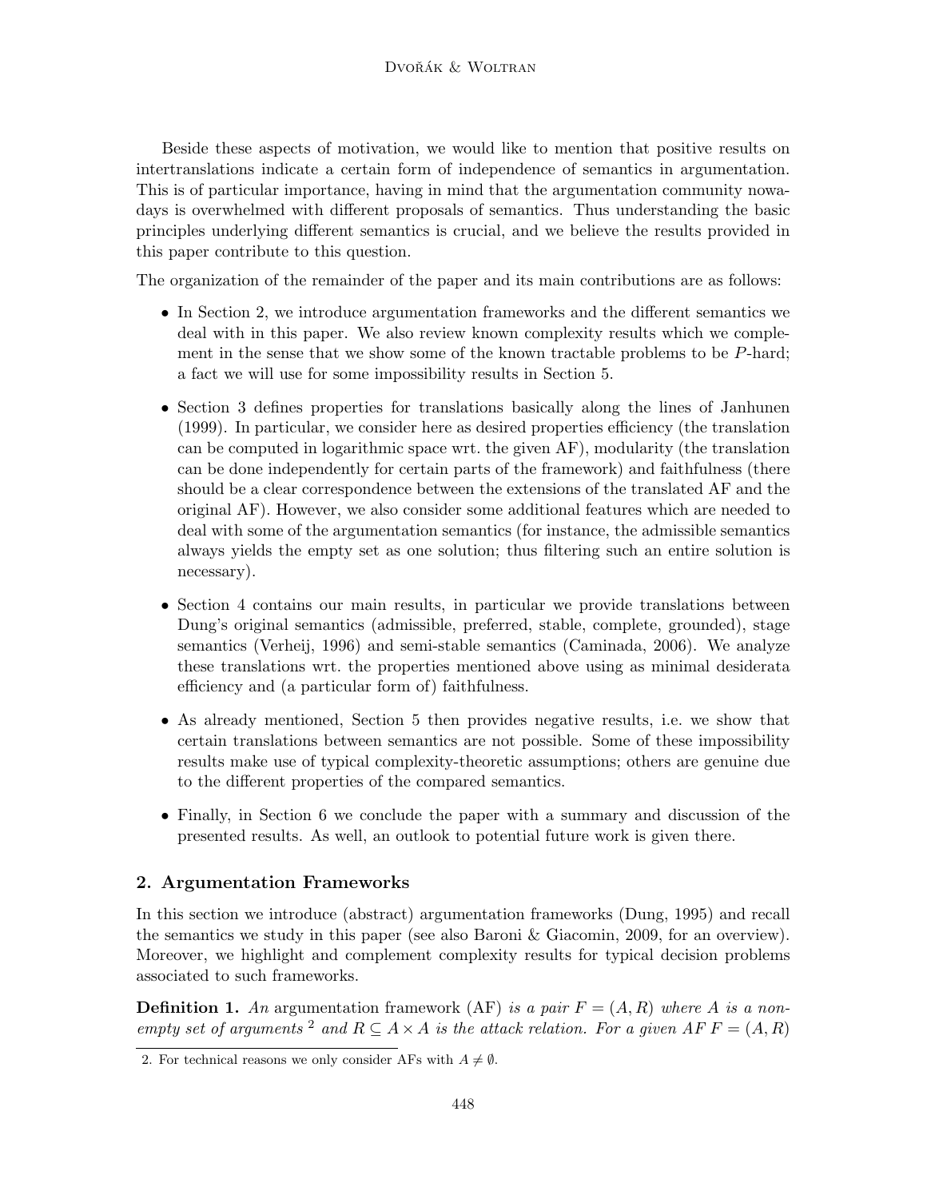Beside these aspects of motivation, we would like to mention that positive results on intertranslations indicate a certain form of independence of semantics in argumentation. This is of particular importance, having in mind that the argumentation community nowadays is overwhelmed with different proposals of semantics. Thus understanding the basic principles underlying different semantics is crucial, and we believe the results provided in this paper contribute to this question.

The organization of the remainder of the paper and its main contributions are as follows:

- In Section 2, we introduce argumentation frameworks and the different semantics we deal with in this paper. We also review known complexity results which we complement in the sense that we show some of the known tractable problems to be $P$-hard; a fact we will use for some impossibility results in Section 5.
- Section 3 defines properties for translations basically along the lines of Janhunen (1999). In particular, we consider here as desired properties efficiency (the translation can be computed in logarithmic space wrt. the given AF), modularity (the translation can be done independently for certain parts of the framework) and faithfulness (there should be a clear correspondence between the extensions of the translated AF and the original AF). However, we also consider some additional features which are needed to deal with some of the argumentation semantics (for instance, the admissible semantics always yields the empty set as one solution; thus filtering such an entire solution is necessary).
- Section 4 contains our main results, in particular we provide translations between Dung's original semantics (admissible, preferred, stable, complete, grounded), stage semantics (Verheij, 1996) and semi-stable semantics (Caminada, 2006). We analyze these translations wrt. the properties mentioned above using as minimal desiderata efficiency and (a particular form of) faithfulness.
- As already mentioned, Section 5 then provides negative results, i.e. we show that certain translations between semantics are not possible. Some of these impossibility results make use of typical complexity-theoretic assumptions; others are genuine due to the different properties of the compared semantics.
- Finally, in Section 6 we conclude the paper with a summary and discussion of the presented results. As well, an outlook to potential future work is given there.

## 2. Argumentation Frameworks

In this section we introduce (abstract) argumentation frameworks (Dung, 1995) and recall the semantics we study in this paper (see also Baroni & Giacomin, 2009, for an overview). Moreover, we highlight and complement complexity results for typical decision problems associated to such frameworks.

**Definition 1.** *An* argumentation framework (AF) *is a pair $F = (A, R)$ where $A$ is a non-empty set of arguments* [2] *and $R \subseteq A \times A$ is the attack relation. For a given AF $F = (A, R)$*

2. For technical reasons we only consider AFs with $A \neq \emptyset$.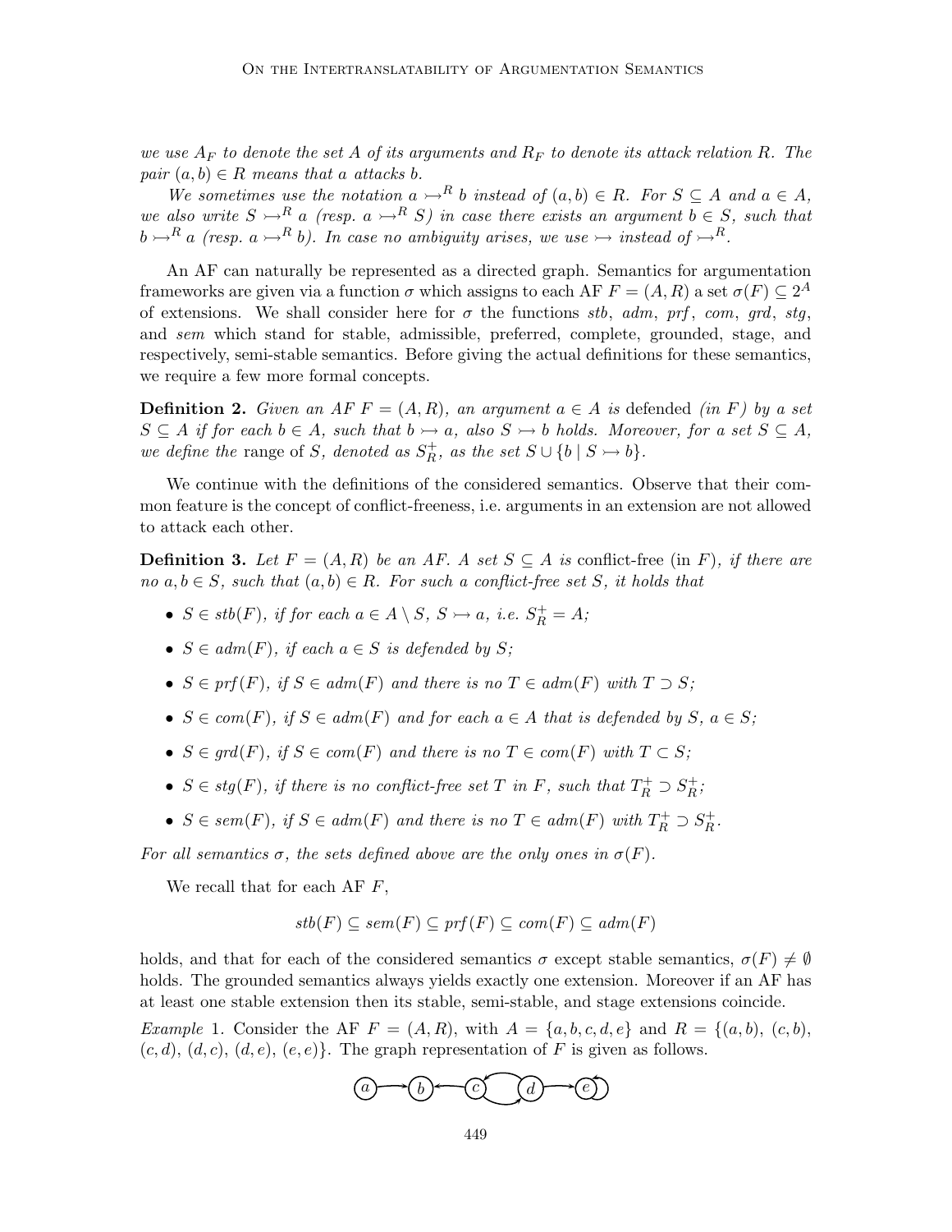*we use $A_F$ to denote the set $A$ of its arguments and $R_F$ to denote its attack relation $R$. The pair $(a, b) \in R$ means that $a$ attacks $b$.*

*We sometimes use the notation $a \rightarrowtail^R b$ instead of $(a, b) \in R$. For $S \subseteq A$ and $a \in A$, we also write $S \rightarrowtail^R a$ (resp. $a \rightarrowtail^R S$) in case there exists an argument $b \in S$, such that $b \rightarrowtail^R a$ (resp. $a \rightarrowtail^R b$). In case no ambiguity arises, we use $\rightarrowtail$ instead of $\rightarrowtail^R$.*

An AF can naturally be represented as a directed graph. Semantics for argumentation frameworks are given via a function $\sigma$ which assigns to each AF $F = (A, R)$ a set $\sigma(F) \subseteq 2^A$ of extensions. We shall consider here for $\sigma$ the functions *stb*, *adm*, *prf*, *com*, *grd*, *stg*, and *sem* which stand for stable, admissible, preferred, complete, grounded, stage, and respectively, semi-stable semantics. Before giving the actual definitions for these semantics, we require a few more formal concepts.

**Definition 2.** *Given an AF $F = (A, R)$, an argument $a \in A$ is* defended *(in $F$) by a set $S \subseteq A$ if for each $b \in A$, such that $b \rightarrowtail a$, also $S \rightarrowtail b$ holds. Moreover, for a set $S \subseteq A$, we define the* range *of $S$, denoted as $S^+_R$, as the set $S \cup \{b \mid S \rightarrowtail b\}$.*

We continue with the definitions of the considered semantics. Observe that their common feature is the concept of conflict-freeness, i.e. arguments in an extension are not allowed to attack each other.

**Definition 3.** *Let $F = (A, R)$ be an AF. A set $S \subseteq A$ is* conflict-free (in $F$)*, if there are no $a, b \in S$, such that $(a, b) \in R$. For such a conflict-free set $S$, it holds that*

- *$S \in stb(F)$, if for each $a \in A \setminus S$, $S \rightarrowtail a$, i.e. $S^+_R = A$;*
- *$S \in adm(F)$, if each $a \in S$ is defended by $S$;*
- *$S \in prf(F)$, if $S \in adm(F)$ and there is no $T \in adm(F)$ with $T \supset S$;*
- *$S \in com(F)$, if $S \in adm(F)$ and for each $a \in A$ that is defended by $S$, $a \in S$;*
- *$S \in grd(F)$, if $S \in com(F)$ and there is no $T \in com(F)$ with $T \subset S$;*
- *$S \in stg(F)$, if there is no conflict-free set $T$ in $F$, such that $T^+_R \supset S^+_R$;*
- *$S \in sem(F)$, if $S \in adm(F)$ and there is no $T \in adm(F)$ with $T^+_R \supset S^+_R$.*

*For all semantics $\sigma$, the sets defined above are the only ones in $\sigma(F)$.*

We recall that for each AF $F$,

$$stb(F) \subseteq sem(F) \subseteq prf(F) \subseteq com(F) \subseteq adm(F)$$

holds, and that for each of the considered semantics $\sigma$ except stable semantics, $\sigma(F) \neq \emptyset$ holds. The grounded semantics always yields exactly one extension. Moreover if an AF has at least one stable extension then its stable, semi-stable, and stage extensions coincide.

*Example* 1. Consider the AF $F = (A, R)$, with $A = \{a, b, c, d, e\}$ and $R = \{(a, b), (c, b), (c, d), (d, c), (d, e), (e, e)\}$. The graph representation of $F$ is given as follows.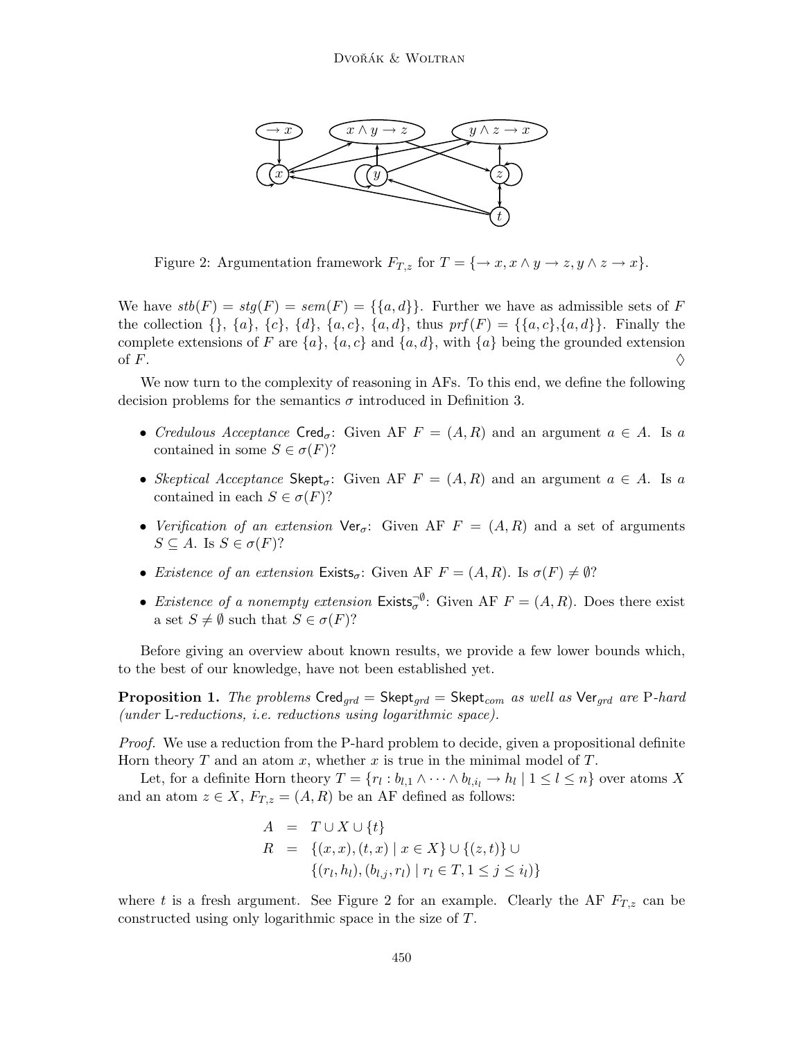Figure 2: Argumentation framework $F_{T,z}$ for $T = \{\to x, x \wedge y \to z, y \wedge z \to x\}$.

We have $stb(F) = stg(F) = sem(F) = \{\{a, d\}\}$. Further we have as admissible sets of $F$ the collection $\{\}$, $\{a\}$, $\{c\}$, $\{d\}$, $\{a, c\}$, $\{a, d\}$, thus $prf(F) = \{\{a, c\},\{a, d\}\}$. Finally the complete extensions of $F$ are $\{a\}$, $\{a, c\}$ and $\{a, d\}$, with $\{a\}$ being the grounded extension of $F$. $\Diamond$

We now turn to the complexity of reasoning in AFs. To this end, we define the following decision problems for the semantics $\sigma$ introduced in Definition 3.

- *Credulous Acceptance* $\mathsf{Cred}_\sigma$: Given AF $F = (A, R)$ and an argument $a \in A$. Is $a$ contained in some $S \in \sigma(F)$?
- *Skeptical Acceptance* $\mathsf{Skept}_\sigma$: Given AF $F = (A, R)$ and an argument $a \in A$. Is $a$ contained in each $S \in \sigma(F)$?
- *Verification of an extension* $\mathsf{Ver}_\sigma$: Given AF $F = (A, R)$ and a set of arguments $S \subseteq A$. Is $S \in \sigma(F)$?
- *Existence of an extension* $\mathsf{Exists}_\sigma$: Given AF $F = (A, R)$. Is $\sigma(F) \neq \emptyset$?
- *Existence of a nonempty extension* $\mathsf{Exists}_\sigma^{\neg\emptyset}$: Given AF $F = (A, R)$. Does there exist a set $S \neq \emptyset$ such that $S \in \sigma(F)$?

Before giving an overview about known results, we provide a few lower bounds which, to the best of our knowledge, have not been established yet.

**Proposition 1.** *The problems* $\mathsf{Cred}_{grd} = \mathsf{Skept}_{grd} = \mathsf{Skept}_{com}$ *as well as* $\mathsf{Ver}_{grd}$ *are* P*-hard (under* L*-reductions, i.e. reductions using logarithmic space).*

*Proof.* We use a reduction from the P-hard problem to decide, given a propositional definite Horn theory $T$ and an atom $x$, whether $x$ is true in the minimal model of $T$.

Let, for a definite Horn theory $T = \{r_l : b_{l,1} \wedge \cdots \wedge b_{l,i_l} \to h_l \mid 1 \leq l \leq n\}$ over atoms $X$ and an atom $z \in X$, $F_{T,z} = (A, R)$ be an AF defined as follows:

$$
\begin{aligned}
A &= T \cup X \cup \{t\} \\
R &= \{(x, x), (t, x) \mid x \in X\} \cup \{(z, t)\} \cup \\
&\quad\ \{(r_l, h_l), (b_{l,j}, r_l) \mid r_l \in T, 1 \leq j \leq i_l)\}
\end{aligned}
$$

where $t$ is a fresh argument. See Figure 2 for an example. Clearly the AF $F_{T,z}$ can be constructed using only logarithmic space in the size of $T$.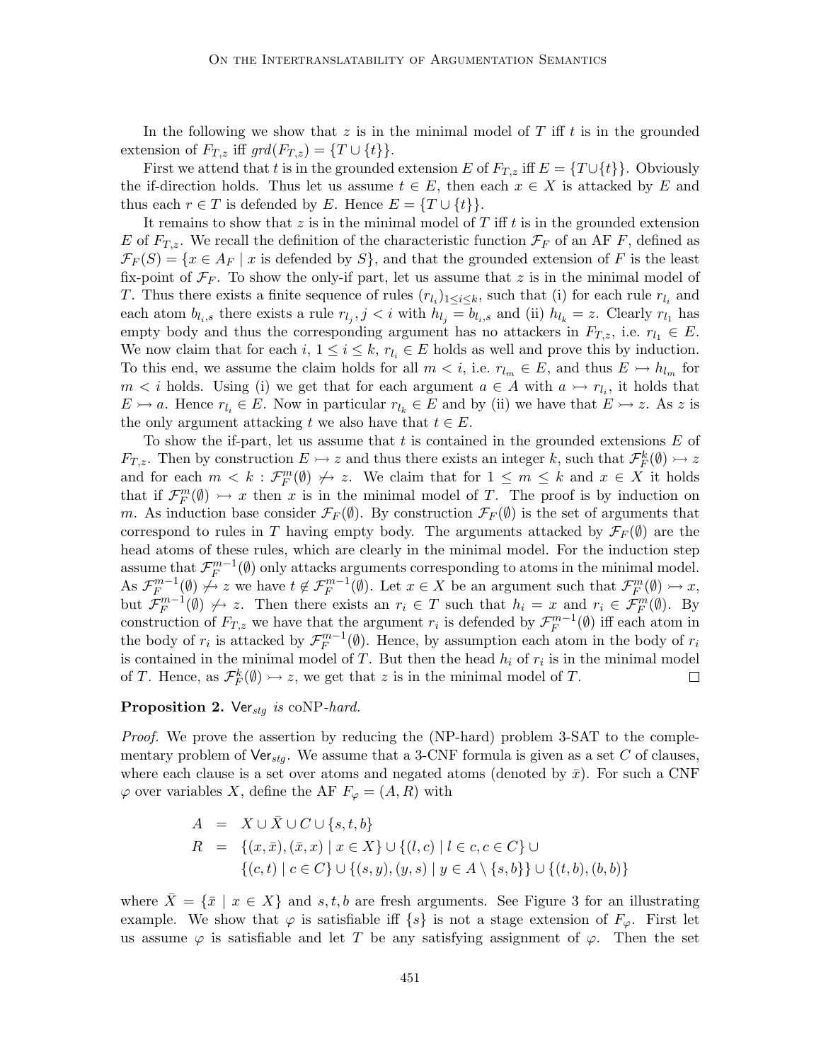In the following we show that $z$ is in the minimal model of $T$ iff $t$ is in the grounded extension of $F_{T,z}$ iff $grd(F_{T,z}) = \{T \cup \{t\}\}$.

First we attend that $t$ is in the grounded extension $E$ of $F_{T,z}$ iff $E = \{T \cup \{t\}\}$. Obviously the if-direction holds. Thus let us assume $t \in E$, then each $x \in X$ is attacked by $E$ and thus each $r \in T$ is defended by $E$. Hence $E = \{T \cup \{t\}\}$.

It remains to show that $z$ is in the minimal model of $T$ iff $t$ is in the grounded extension $E$ of $F_{T,z}$. We recall the definition of the characteristic function $\mathcal{F}_F$ of an AF $F$, defined as $\mathcal{F}_F(S) = \{x \in A_F \mid x \text{ is defended by } S\}$, and that the grounded extension of $F$ is the least fix-point of $\mathcal{F}_F$. To show the only-if part, let us assume that $z$ is in the minimal model of $T$. Thus there exists a finite sequence of rules $(r_{l_i})_{1 \leq i \leq k}$, such that (i) for each rule $r_{l_i}$ and each atom $b_{l_i,s}$ there exists a rule $r_{l_j}, j < i$ with $h_{l_j} = b_{l_i,s}$ and (ii) $h_{l_k} = z$. Clearly $r_{l_1}$ has empty body and thus the corresponding argument has no attackers in $F_{T,z}$, i.e. $r_{l_1} \in E$. We now claim that for each $i$, $1 \leq i \leq k$, $r_{l_i} \in E$ holds as well and prove this by induction. To this end, we assume the claim holds for all $m < i$, i.e. $r_{l_m} \in E$, and thus $E \rightarrowtail h_{l_m}$ for $m < i$ holds. Using (i) we get that for each argument $a \in A$ with $a \rightarrowtail r_{l_i}$, it holds that $E \rightarrowtail a$. Hence $r_{l_i} \in E$. Now in particular $r_{l_k} \in E$ and by (ii) we have that $E \rightarrowtail z$. As $z$ is the only argument attacking $t$ we also have that $t \in E$.

To show the if-part, let us assume that $t$ is contained in the grounded extensions $E$ of $F_{T,z}$. Then by construction $E \rightarrowtail z$ and thus there exists an integer $k$, such that $\mathcal{F}_F^k(\emptyset) \rightarrowtail z$ and for each $m < k$ : $\mathcal{F}_F^m(\emptyset) \not\rightarrowtail z$. We claim that for $1 \leq m \leq k$ and $x \in X$ it holds that if $\mathcal{F}_F^m(\emptyset) \rightarrowtail x$ then $x$ is in the minimal model of $T$. The proof is by induction on $m$. As induction base consider $\mathcal{F}_F(\emptyset)$. By construction $\mathcal{F}_F(\emptyset)$ is the set of arguments that correspond to rules in $T$ having empty body. The arguments attacked by $\mathcal{F}_F(\emptyset)$ are the head atoms of these rules, which are clearly in the minimal model. For the induction step assume that $\mathcal{F}_F^{m-1}(\emptyset)$ only attacks arguments corresponding to atoms in the minimal model. As $\mathcal{F}_F^{m-1}(\emptyset) \not\rightarrowtail z$ we have $t \notin \mathcal{F}_F^{m-1}(\emptyset)$. Let $x \in X$ be an argument such that $\mathcal{F}_F^m(\emptyset) \rightarrowtail x$, but $\mathcal{F}_F^{m-1}(\emptyset) \not\rightarrowtail z$. Then there exists an $r_i \in T$ such that $h_i = x$ and $r_i \in \mathcal{F}_F^m(\emptyset)$. By construction of $F_{T,z}$ we have that the argument $r_i$ is defended by $\mathcal{F}_F^{m-1}(\emptyset)$ iff each atom in the body of $r_i$ is attacked by $\mathcal{F}_F^{m-1}(\emptyset)$. Hence, by assumption each atom in the body of $r_i$ is contained in the minimal model of $T$. But then the head $h_i$ of $r_i$ is in the minimal model of $T$. Hence, as $\mathcal{F}_F^k(\emptyset) \rightarrowtail z$, we get that $z$ is in the minimal model of $T$. □

**Proposition 2.** $\mathsf{Ver}_{stg}$ *is* coNP*-hard.*

*Proof.* We prove the assertion by reducing the (NP-hard) problem 3-SAT to the complementary problem of $\mathsf{Ver}_{stg}$. We assume that a 3-CNF formula is given as a set $C$ of clauses, where each clause is a set over atoms and negated atoms (denoted by $\bar{x}$). For such a CNF $\varphi$ over variables $X$, define the AF $F_\varphi = (A, R)$ with

$$
\begin{aligned}
A &= X \cup \bar{X} \cup C \cup \{s, t, b\} \\
R &= \{(x, \bar{x}), (\bar{x}, x) \mid x \in X\} \cup \{(l, c) \mid l \in c, c \in C\} \cup \\
&\quad\ \{(c, t) \mid c \in C\} \cup \{(s, y), (y, s) \mid y \in A \setminus \{s, b\}\} \cup \{(t, b), (b, b)\}
\end{aligned}
$$

where $\bar{X} = \{\bar{x} \mid x \in X\}$ and $s, t, b$ are fresh arguments. See Figure 3 for an illustrating example. We show that $\varphi$ is satisfiable iff $\{s\}$ is not a stage extension of $F_\varphi$. First let us assume $\varphi$ is satisfiable and let $T$ be any satisfying assignment of $\varphi$. Then the set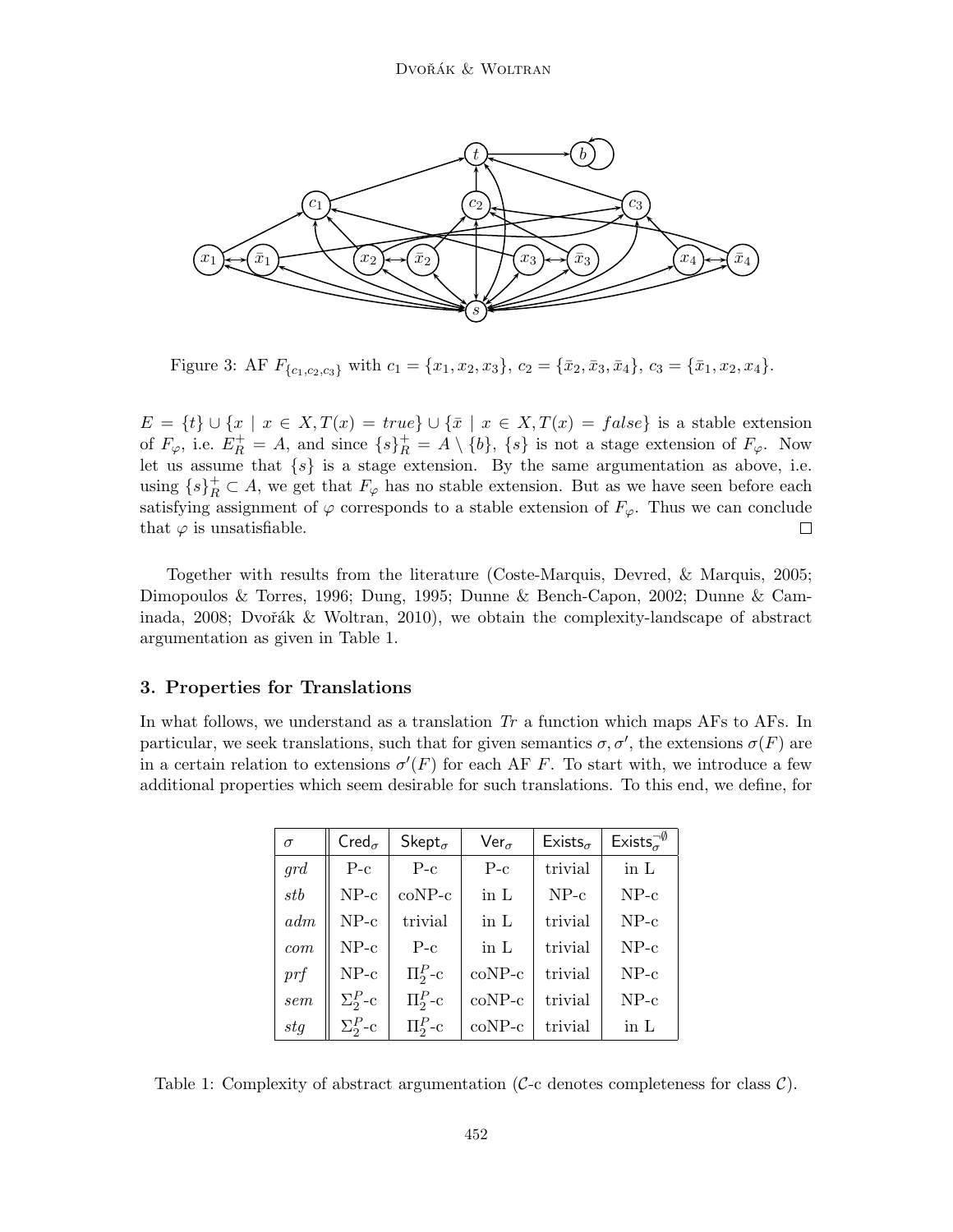Figure 3: AF $F_{\{c_1,c_2,c_3\}}$ with $c_1 = \{x_1, x_2, x_3\}$, $c_2 = \{\bar{x}_2, \bar{x}_3, \bar{x}_4\}$, $c_3 = \{\bar{x}_1, x_2, x_4\}$.

$E = \{t\} \cup \{x \mid x \in X, T(x) = true\} \cup \{\bar{x} \mid x \in X, T(x) = false\}$ is a stable extension of $F_\varphi$, i.e. $E_R^+ = A$, and since $\{s\}_R^+ = A \setminus \{b\}$, $\{s\}$ is not a stage extension of $F_\varphi$. Now let us assume that $\{s\}$ is a stage extension. By the same argumentation as above, i.e. using $\{s\}_R^+ \subset A$, we get that $F_\varphi$ has no stable extension. But as we have seen before each satisfying assignment of $\varphi$ corresponds to a stable extension of $F_\varphi$. Thus we can conclude that $\varphi$ is unsatisfiable. $\square$

Together with results from the literature (Coste-Marquis, Devred, & Marquis, 2005; Dimopoulos & Torres, 1996; Dung, 1995; Dunne & Bench-Capon, 2002; Dunne & Caminada, 2008; Dvořák & Woltran, 2010), we obtain the complexity-landscape of abstract argumentation as given in Table 1.

## 3. Properties for Translations

In what follows, we understand as a translation $Tr$ a function which maps AFs to AFs. In particular, we seek translations, such that for given semantics $\sigma, \sigma'$, the extensions $\sigma(F)$ are in a certain relation to extensions $\sigma'(F)$ for each AF $F$. To start with, we introduce a few additional properties which seem desirable for such translations. To this end, we define, for

| $\sigma$ | $\mathsf{Cred}_\sigma$ | $\mathsf{Skept}_\sigma$ | $\mathsf{Ver}_\sigma$ | $\mathsf{Exists}_\sigma$ | $\mathsf{Exists}_\sigma^{\neg\emptyset}$ |
|---|---|---|---|---|---|
| $grd$ | P-c | P-c | P-c | trivial | in L |
| $stb$ | NP-c | coNP-c | in L | NP-c | NP-c |
| $adm$ | NP-c | trivial | in L | trivial | NP-c |
| $com$ | NP-c | P-c | in L | trivial | NP-c |
| $prf$ | NP-c | $\Pi_2^P$-c | coNP-c | trivial | NP-c |
| $sem$ | $\Sigma_2^P$-c | $\Pi_2^P$-c | coNP-c | trivial | NP-c |
| $stg$ | $\Sigma_2^P$-c | $\Pi_2^P$-c | coNP-c | trivial | in L |

Table 1: Complexity of abstract argumentation ($\mathcal{C}$-c denotes completeness for class $\mathcal{C}$).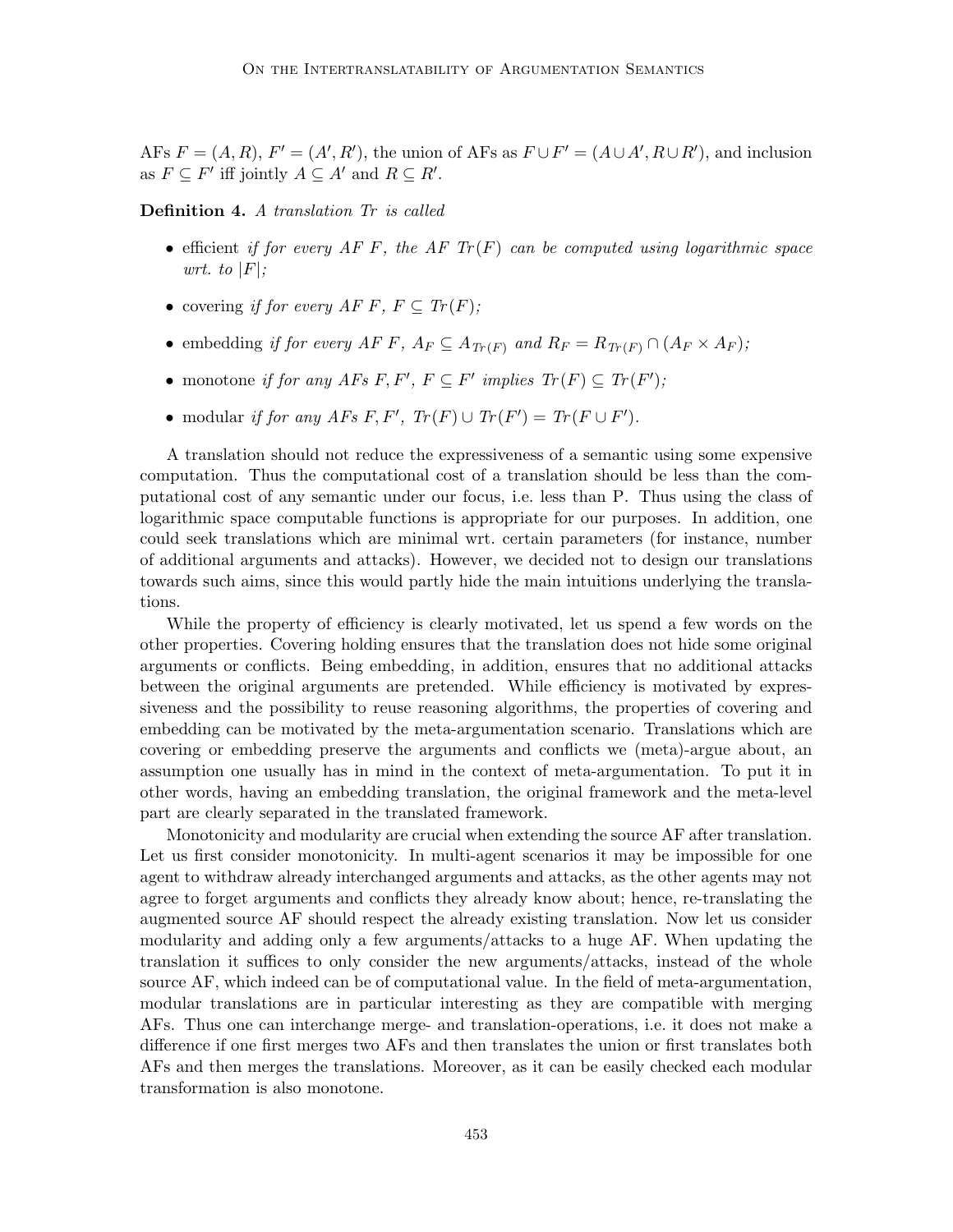AFs $F = (A, R)$, $F' = (A', R')$, the union of AFs as $F \cup F' = (A \cup A', R \cup R')$, and inclusion as $F \subseteq F'$ iff jointly $A \subseteq A'$ and $R \subseteq R'$.

**Definition 4.** *A translation Tr is called*

- efficient *if for every AF $F$, the AF $Tr(F)$ can be computed using logarithmic space wrt. to $|F|$;*
- covering *if for every AF $F$, $F \subseteq Tr(F)$;*
- embedding *if for every AF $F$, $A_F \subseteq A_{Tr(F)}$ and $R_F = R_{Tr(F)} \cap (A_F \times A_F)$;*
- monotone *if for any AFs $F, F'$, $F \subseteq F'$ implies $Tr(F) \subseteq Tr(F')$;*
- modular *if for any AFs $F, F'$, $Tr(F) \cup Tr(F') = Tr(F \cup F')$.*

A translation should not reduce the expressiveness of a semantic using some expensive computation. Thus the computational cost of a translation should be less than the computational cost of any semantic under our focus, i.e. less than P. Thus using the class of logarithmic space computable functions is appropriate for our purposes. In addition, one could seek translations which are minimal wrt. certain parameters (for instance, number of additional arguments and attacks). However, we decided not to design our translations towards such aims, since this would partly hide the main intuitions underlying the translations.

While the property of efficiency is clearly motivated, let us spend a few words on the other properties. Covering holding ensures that the translation does not hide some original arguments or conflicts. Being embedding, in addition, ensures that no additional attacks between the original arguments are pretended. While efficiency is motivated by expressiveness and the possibility to reuse reasoning algorithms, the properties of covering and embedding can be motivated by the meta-argumentation scenario. Translations which are covering or embedding preserve the arguments and conflicts we (meta)-argue about, an assumption one usually has in mind in the context of meta-argumentation. To put it in other words, having an embedding translation, the original framework and the meta-level part are clearly separated in the translated framework.

Monotonicity and modularity are crucial when extending the source AF after translation. Let us first consider monotonicity. In multi-agent scenarios it may be impossible for one agent to withdraw already interchanged arguments and attacks, as the other agents may not agree to forget arguments and conflicts they already know about; hence, re-translating the augmented source AF should respect the already existing translation. Now let us consider modularity and adding only a few arguments/attacks to a huge AF. When updating the translation it suffices to only consider the new arguments/attacks, instead of the whole source AF, which indeed can be of computational value. In the field of meta-argumentation, modular translations are in particular interesting as they are compatible with merging AFs. Thus one can interchange merge- and translation-operations, i.e. it does not make a difference if one first merges two AFs and then translates the union or first translates both AFs and then merges the translations. Moreover, as it can be easily checked each modular transformation is also monotone.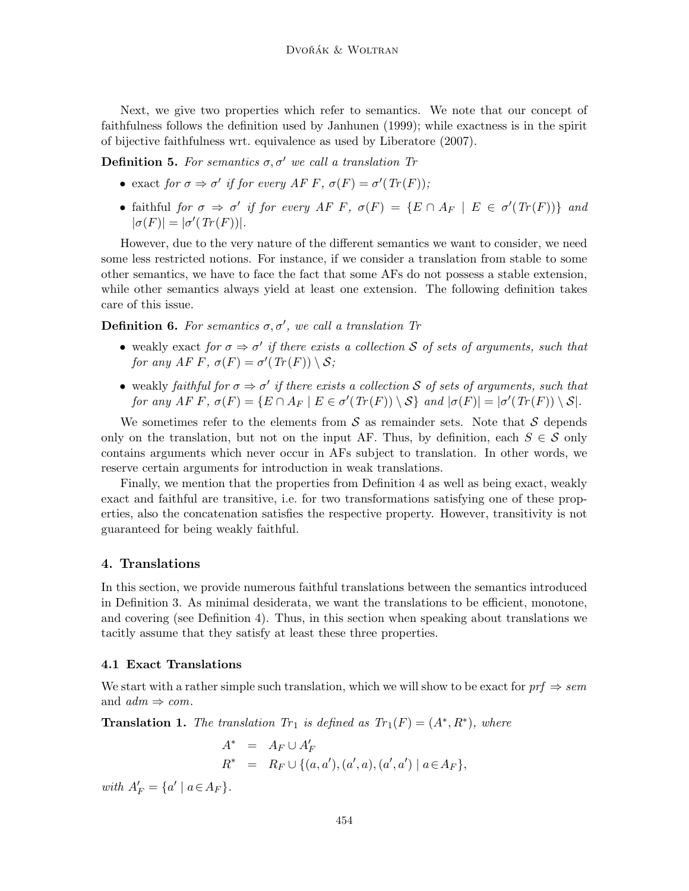Next, we give two properties which refer to semantics. We note that our concept of faithfulness follows the definition used by Janhunen (1999); while exactness is in the spirit of bijective faithfulness wrt. equivalence as used by Liberatore (2007).

**Definition 5.** *For semantics $\sigma, \sigma'$ we call a translation $Tr$*

- exact *for $\sigma \Rightarrow \sigma'$ if for every AF $F$, $\sigma(F) = \sigma'(Tr(F))$;*
- faithful *for $\sigma \Rightarrow \sigma'$ if for every AF $F$, $\sigma(F) = \{E \cap A_F \mid E \in \sigma'(Tr(F))\}$ and $|\sigma(F)| = |\sigma'(Tr(F))|$.*

However, due to the very nature of the different semantics we want to consider, we need some less restricted notions. For instance, if we consider a translation from stable to some other semantics, we have to face the fact that some AFs do not possess a stable extension, while other semantics always yield at least one extension. The following definition takes care of this issue.

**Definition 6.** *For semantics $\sigma, \sigma'$, we call a translation $Tr$*

- weakly exact *for $\sigma \Rightarrow \sigma'$ if there exists a collection $\mathcal{S}$ of sets of arguments, such that for any AF $F$, $\sigma(F) = \sigma'(Tr(F)) \setminus \mathcal{S}$;*
- weakly *faithful for $\sigma \Rightarrow \sigma'$ if there exists a collection $\mathcal{S}$ of sets of arguments, such that for any AF $F$, $\sigma(F) = \{E \cap A_F \mid E \in \sigma'(Tr(F)) \setminus \mathcal{S}\}$ and $|\sigma(F)| = |\sigma'(Tr(F)) \setminus \mathcal{S}|$.*

We sometimes refer to the elements from $\mathcal{S}$ as remainder sets. Note that $\mathcal{S}$ depends only on the translation, but not on the input AF. Thus, by definition, each $S \in \mathcal{S}$ only contains arguments which never occur in AFs subject to translation. In other words, we reserve certain arguments for introduction in weak translations.

Finally, we mention that the properties from Definition 4 as well as being exact, weakly exact and faithful are transitive, i.e. for two transformations satisfying one of these properties, also the concatenation satisfies the respective property. However, transitivity is not guaranteed for being weakly faithful.

## 4. Translations

In this section, we provide numerous faithful translations between the semantics introduced in Definition 3. As minimal desiderata, we want the translations to be efficient, monotone, and covering (see Definition 4). Thus, in this section when speaking about translations we tacitly assume that they satisfy at least these three properties.

### 4.1 Exact Translations

We start with a rather simple such translation, which we will show to be exact for $prf \Rightarrow sem$ and $adm \Rightarrow com$.

**Translation 1.** *The translation $Tr_1$ is defined as $Tr_1(F) = (A^*, R^*)$, where*

$$
\begin{aligned}
A^* &= A_F \cup A'_F \\
R^* &= R_F \cup \{(a, a'), (a', a), (a', a') \mid a \in A_F\},
\end{aligned}
$$

*with $A'_F = \{a' \mid a \in A_F\}$.*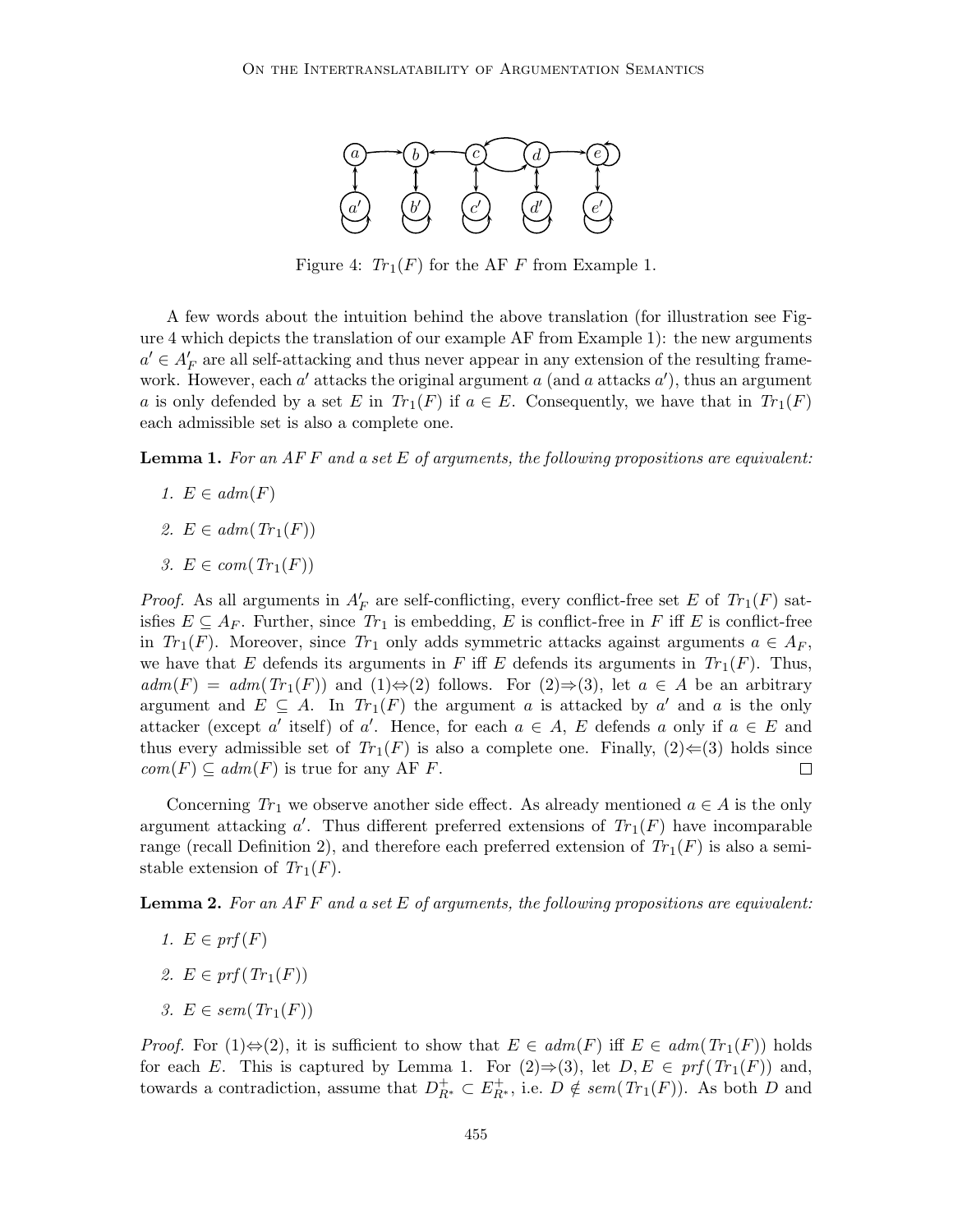Figure 4: $Tr_1(F)$ for the AF $F$ from Example 1.

A few words about the intuition behind the above translation (for illustration see Figure 4 which depicts the translation of our example AF from Example 1): the new arguments $a' \in A'_F$ are all self-attacking and thus never appear in any extension of the resulting framework. However, each $a'$ attacks the original argument $a$ (and $a$ attacks $a'$), thus an argument $a$ is only defended by a set $E$ in $Tr_1(F)$ if $a \in E$. Consequently, we have that in $Tr_1(F)$ each admissible set is also a complete one.

**Lemma 1.** *For an AF $F$ and a set $E$ of arguments, the following propositions are equivalent:*

1. $E \in adm(F)$
2. $E \in adm(Tr_1(F))$
3. $E \in com(Tr_1(F))$

*Proof.* As all arguments in $A'_F$ are self-conflicting, every conflict-free set $E$ of $Tr_1(F)$ satisfies $E \subseteq A_F$. Further, since $Tr_1$ is embedding, $E$ is conflict-free in $F$ iff $E$ is conflict-free in $Tr_1(F)$. Moreover, since $Tr_1$ only adds symmetric attacks against arguments $a \in A_F$, we have that $E$ defends its arguments in $F$ iff $E$ defends its arguments in $Tr_1(F)$. Thus, $adm(F) = adm(Tr_1(F))$ and (1)$\Leftrightarrow$(2) follows. For (2)$\Rightarrow$(3), let $a \in A$ be an arbitrary argument and $E \subseteq A$. In $Tr_1(F)$ the argument $a$ is attacked by $a'$ and $a$ is the only attacker (except $a'$ itself) of $a'$. Hence, for each $a \in A$, $E$ defends $a$ only if $a \in E$ and thus every admissible set of $Tr_1(F)$ is also a complete one. Finally, (2)$\Leftarrow$(3) holds since $com(F) \subseteq adm(F)$ is true for any AF $F$. $\square$

Concerning $Tr_1$ we observe another side effect. As already mentioned $a \in A$ is the only argument attacking $a'$. Thus different preferred extensions of $Tr_1(F)$ have incomparable range (recall Definition 2), and therefore each preferred extension of $Tr_1(F)$ is also a semi-stable extension of $Tr_1(F)$.

**Lemma 2.** *For an AF $F$ and a set $E$ of arguments, the following propositions are equivalent:*

1. $E \in prf(F)$
2. $E \in prf(Tr_1(F))$
3. $E \in sem(Tr_1(F))$

*Proof.* For (1)$\Leftrightarrow$(2), it is sufficient to show that $E \in adm(F)$ iff $E \in adm(Tr_1(F))$ holds for each $E$. This is captured by Lemma 1. For (2)$\Rightarrow$(3), let $D, E \in prf(Tr_1(F))$ and, towards a contradiction, assume that $D^+_{R^*} \subset E^+_{R^*}$, i.e. $D \notin sem(Tr_1(F))$. As both $D$ and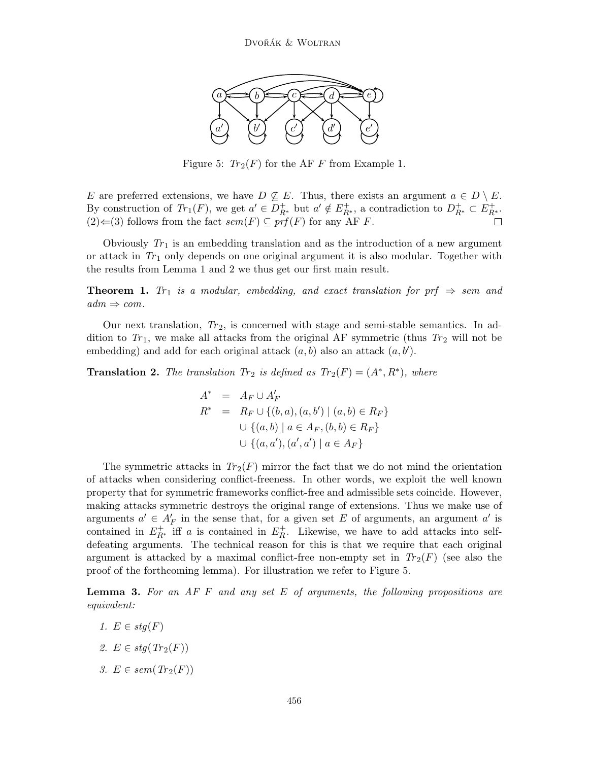Figure 5: $Tr_2(F)$ for the AF $F$ from Example 1.

$E$ are preferred extensions, we have $D \not\subseteq E$. Thus, there exists an argument $a \in D \setminus E$. By construction of $Tr_1(F)$, we get $a' \in D^+_{R^*}$ but $a' \notin E^+_{R^*}$, a contradiction to $D^+_{R^*} \subset E^+_{R^*}$. (2)$\Leftarrow$(3) follows from the fact $sem(F) \subseteq prf(F)$ for any AF $F$. $\square$

Obviously $Tr_1$ is an embedding translation and as the introduction of a new argument or attack in $Tr_1$ only depends on one original argument it is also modular. Together with the results from Lemma 1 and 2 we thus get our first main result.

**Theorem 1.** *$Tr_1$ is a modular, embedding, and exact translation for $prf \Rightarrow sem$ and $adm \Rightarrow com$.*

Our next translation, $Tr_2$, is concerned with stage and semi-stable semantics. In addition to $Tr_1$, we make all attacks from the original AF symmetric (thus $Tr_2$ will not be embedding) and add for each original attack $(a, b)$ also an attack $(a, b')$.

**Translation 2.** *The translation $Tr_2$ is defined as $Tr_2(F) = (A^*, R^*)$, where*

$$
\begin{aligned}
A^* &= A_F \cup A'_F \\
R^* &= R_F \cup \{(b, a), (a, b') \mid (a, b) \in R_F\} \\
&\quad \cup \{(a, b) \mid a \in A_F, (b, b) \in R_F\} \\
&\quad \cup \{(a, a'), (a', a') \mid a \in A_F\}
\end{aligned}
$$

The symmetric attacks in $Tr_2(F)$ mirror the fact that we do not mind the orientation of attacks when considering conflict-freeness. In other words, we exploit the well known property that for symmetric frameworks conflict-free and admissible sets coincide. However, making attacks symmetric destroys the original range of extensions. Thus we make use of arguments $a' \in A'_F$ in the sense that, for a given set $E$ of arguments, an argument $a'$ is contained in $E^+_{R^*}$ iff $a$ is contained in $E^+_R$. Likewise, we have to add attacks into self-defeating arguments. The technical reason for this is that we require that each original argument is attacked by a maximal conflict-free non-empty set in $Tr_2(F)$ (see also the proof of the forthcoming lemma). For illustration we refer to Figure 5.

**Lemma 3.** *For an AF $F$ and any set $E$ of arguments, the following propositions are equivalent:*

1. $E \in stg(F)$
2. $E \in stg(Tr_2(F))$
3. $E \in sem(Tr_2(F))$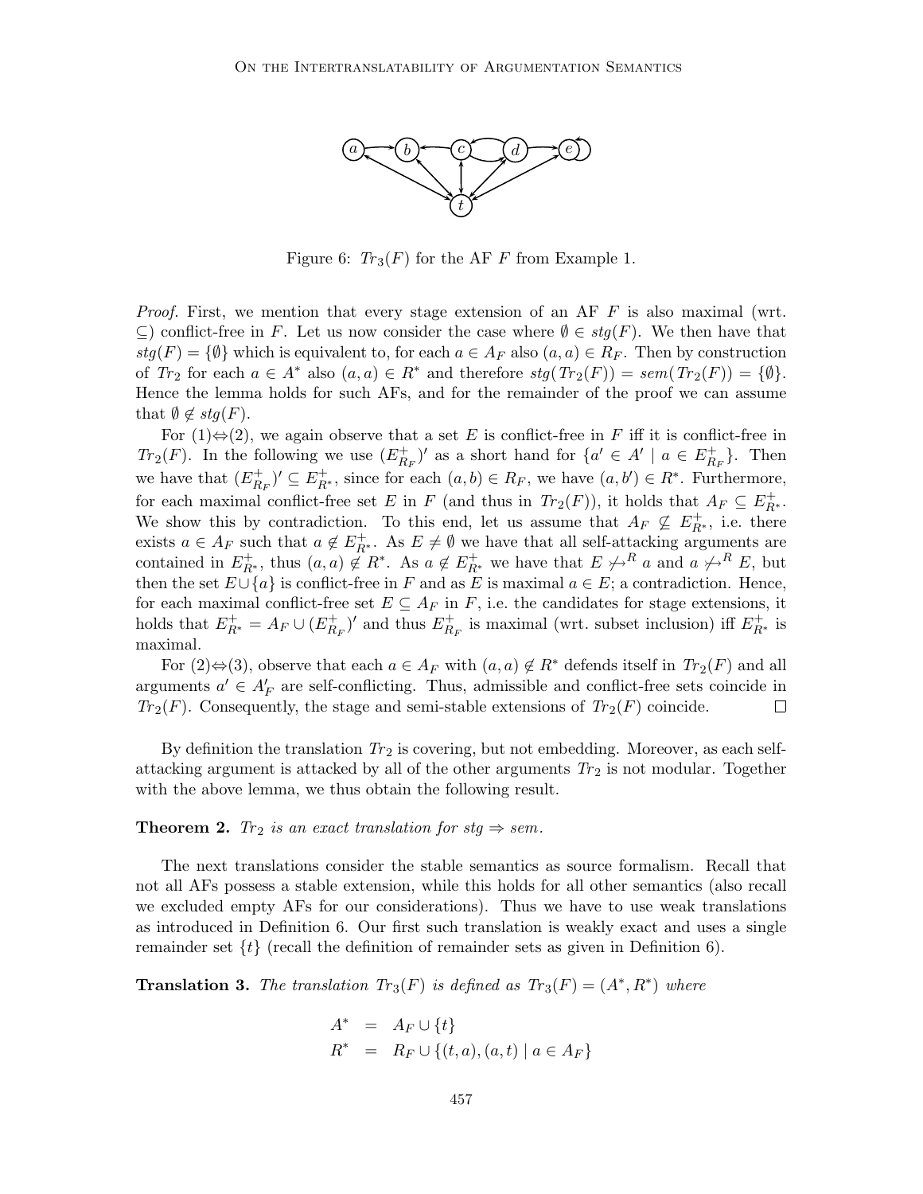Figure 6: $Tr_3(F)$ for the AF $F$ from Example 1.

*Proof.* First, we mention that every stage extension of an AF $F$ is also maximal (wrt. $\subseteq$) conflict-free in $F$. Let us now consider the case where $\emptyset \in stg(F)$. We then have that $stg(F) = \{\emptyset\}$ which is equivalent to, for each $a \in A_F$ also $(a,a) \in R_F$. Then by construction of $Tr_2$ for each $a \in A^*$ also $(a,a) \in R^*$ and therefore $stg(Tr_2(F)) = sem(Tr_2(F)) = \{\emptyset\}$. Hence the lemma holds for such AFs, and for the remainder of the proof we can assume that $\emptyset \notin stg(F)$.

For (1)$\Leftrightarrow$(2), we again observe that a set $E$ is conflict-free in $F$ iff it is conflict-free in $Tr_2(F)$. In the following we use $(E^+_{R_F})'$ as a short hand for $\{a' \in A' \mid a \in E^+_{R_F}\}$. Then we have that $(E^+_{R_F})' \subseteq E^+_{R^*}$, since for each $(a,b) \in R_F$, we have $(a,b') \in R^*$. Furthermore, for each maximal conflict-free set $E$ in $F$ (and thus in $Tr_2(F)$), it holds that $A_F \subseteq E^+_{R^*}$. We show this by contradiction. To this end, let us assume that $A_F \not\subseteq E^+_{R^*}$, i.e. there exists $a \in A_F$ such that $a \notin E^+_{R^*}$. As $E \neq \emptyset$ we have that all self-attacking arguments are contained in $E^+_{R^*}$, thus $(a,a) \notin R^*$. As $a \notin E^+_{R^*}$ we have that $E \not\mapsto^R a$ and $a \not\mapsto^R E$, but then the set $E \cup \{a\}$ is conflict-free in $F$ and as $E$ is maximal $a \in E$; a contradiction. Hence, for each maximal conflict-free set $E \subseteq A_F$ in $F$, i.e. the candidates for stage extensions, it holds that $E^+_{R^*} = A_F \cup (E^+_{R_F})'$ and thus $E^+_{R_F}$ is maximal (wrt. subset inclusion) iff $E^+_{R^*}$ is maximal.

For (2)$\Leftrightarrow$(3), observe that each $a \in A_F$ with $(a,a) \notin R^*$ defends itself in $Tr_2(F)$ and all arguments $a' \in A'_F$ are self-conflicting. Thus, admissible and conflict-free sets coincide in $Tr_2(F)$. Consequently, the stage and semi-stable extensions of $Tr_2(F)$ coincide. $\square$

By definition the translation $Tr_2$ is covering, but not embedding. Moreover, as each self-attacking argument is attacked by all of the other arguments $Tr_2$ is not modular. Together with the above lemma, we thus obtain the following result.

**Theorem 2.** *$Tr_2$ is an exact translation for $stg \Rightarrow sem$.*

The next translations consider the stable semantics as source formalism. Recall that not all AFs possess a stable extension, while this holds for all other semantics (also recall we excluded empty AFs for our considerations). Thus we have to use weak translations as introduced in Definition 6. Our first such translation is weakly exact and uses a single remainder set $\{t\}$ (recall the definition of remainder sets as given in Definition 6).

**Translation 3.** *The translation $Tr_3(F)$ is defined as $Tr_3(F) = (A^*, R^*)$ where*

$$
\begin{aligned}
A^* &= A_F \cup \{t\} \\
R^* &= R_F \cup \{(t,a),(a,t) \mid a \in A_F\}
\end{aligned}
$$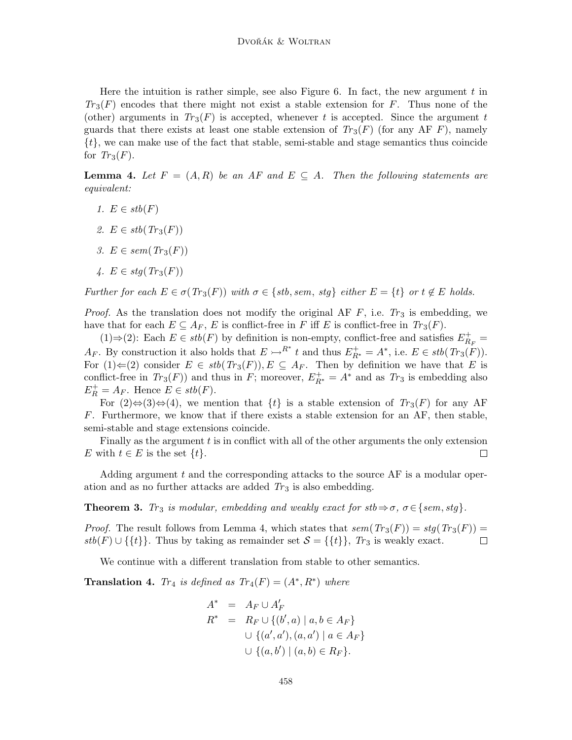Here the intuition is rather simple, see also Figure 6. In fact, the new argument $t$ in $Tr_3(F)$ encodes that there might not exist a stable extension for $F$. Thus none of the (other) arguments in $Tr_3(F)$ is accepted, whenever $t$ is accepted. Since the argument $t$ guards that there exists at least one stable extension of $Tr_3(F)$ (for any AF $F$), namely $\{t\}$, we can make use of the fact that stable, semi-stable and stage semantics thus coincide for $Tr_3(F)$.

**Lemma 4.** *Let $F = (A, R)$ be an AF and $E \subseteq A$. Then the following statements are equivalent:*

1. $E \in stb(F)$
2. $E \in stb(Tr_3(F))$
3. $E \in sem(Tr_3(F))$
4. $E \in stg(Tr_3(F))$

*Further for each $E \in \sigma(Tr_3(F))$ with $\sigma \in \{stb, sem, stg\}$ either $E = \{t\}$ or $t \notin E$ holds.*

*Proof.* As the translation does not modify the original AF $F$, i.e. $Tr_3$ is embedding, we have that for each $E \subseteq A_F$, $E$ is conflict-free in $F$ iff $E$ is conflict-free in $Tr_3(F)$.

(1)⇒(2): Each $E \in stb(F)$ by definition is non-empty, conflict-free and satisfies $E^+_{R_F} = A_F$. By construction it also holds that $E \rightarrowtail^{R^*} t$ and thus $E^+_{R^*} = A^*$, i.e. $E \in stb(Tr_3(F))$. For (1)⇐(2) consider $E \in stb(Tr_3(F)), E \subseteq A_F$. Then by definition we have that $E$ is conflict-free in $Tr_3(F))$ and thus in $F$; moreover, $E^+_{R^*} = A^*$ and as $Tr_3$ is embedding also $E^+_R = A_F$. Hence $E \in stb(F)$.

For (2)⇔(3)⇔(4), we mention that $\{t\}$ is a stable extension of $Tr_3(F)$ for any AF $F$. Furthermore, we know that if there exists a stable extension for an AF, then stable, semi-stable and stage extensions coincide.

Finally as the argument $t$ is in conflict with all of the other arguments the only extension $E$ with $t \in E$ is the set $\{t\}$. □

Adding argument $t$ and the corresponding attacks to the source AF is a modular operation and as no further attacks are added $Tr_3$ is also embedding.

**Theorem 3.** *$Tr_3$ is modular, embedding and weakly exact for $stb \Rightarrow \sigma$, $\sigma \in \{sem, stg\}$.*

*Proof.* The result follows from Lemma 4, which states that $sem(Tr_3(F)) = stg(Tr_3(F)) = stb(F) \cup \{\{t\}\}$. Thus by taking as remainder set $\mathcal{S} = \{\{t\}\}$, $Tr_3$ is weakly exact. □

We continue with a different translation from stable to other semantics.

**Translation 4.** *$Tr_4$ is defined as $Tr_4(F) = (A^*, R^*)$ where*

$$
\begin{aligned}
A^* &= A_F \cup A'_F \\
R^* &= R_F \cup \{(b', a) \mid a, b \in A_F\} \\
&\quad \cup \{(a', a'), (a, a') \mid a \in A_F\} \\
&\quad \cup \{(a, b') \mid (a, b) \in R_F\}.
\end{aligned}
$$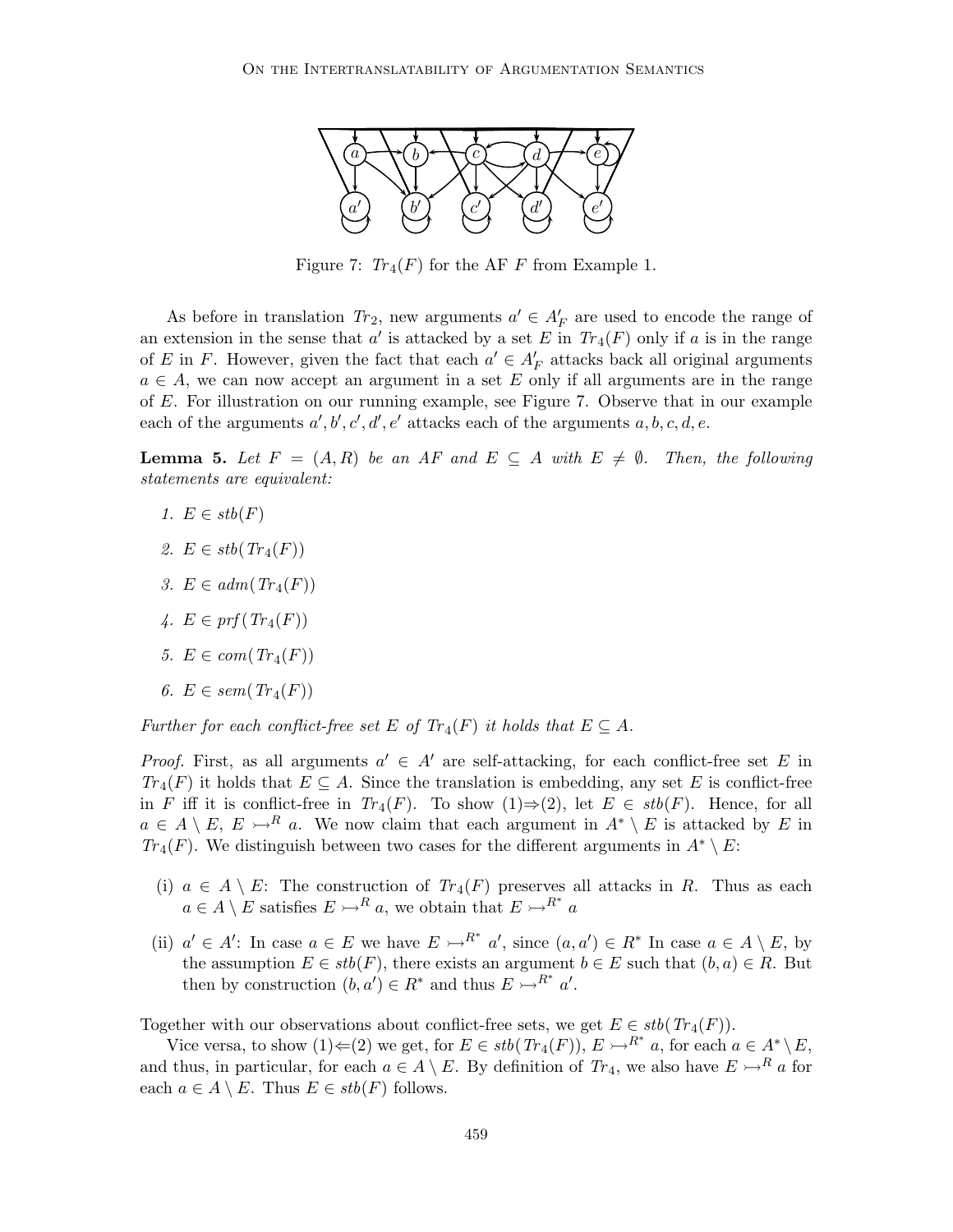Figure 7: $Tr_4(F)$ for the AF $F$ from Example 1.

As before in translation $Tr_2$, new arguments $a' \in A'_F$ are used to encode the range of an extension in the sense that $a'$ is attacked by a set $E$ in $Tr_4(F)$ only if $a$ is in the range of $E$ in $F$. However, given the fact that each $a' \in A'_F$ attacks back all original arguments $a \in A$, we can now accept an argument in a set $E$ only if all arguments are in the range of $E$. For illustration on our running example, see Figure 7. Observe that in our example each of the arguments $a', b', c', d', e'$ attacks each of the arguments $a, b, c, d, e$.

**Lemma 5.** *Let $F = (A, R)$ be an AF and $E \subseteq A$ with $E \neq \emptyset$. Then, the following statements are equivalent:*

1. $E \in stb(F)$
2. $E \in stb(Tr_4(F))$
3. $E \in adm(Tr_4(F))$
4. $E \in prf(Tr_4(F))$
5. $E \in com(Tr_4(F))$
6. $E \in sem(Tr_4(F))$

*Further for each conflict-free set $E$ of $Tr_4(F)$ it holds that $E \subseteq A$.*

*Proof.* First, as all arguments $a' \in A'$ are self-attacking, for each conflict-free set $E$ in $Tr_4(F)$ it holds that $E \subseteq A$. Since the translation is embedding, any set $E$ is conflict-free in $F$ iff it is conflict-free in $Tr_4(F)$. To show (1)⇒(2), let $E \in stb(F)$. Hence, for all $a \in A \setminus E$, $E \rightarrowtail^R a$. We now claim that each argument in $A^* \setminus E$ is attacked by $E$ in $Tr_4(F)$. We distinguish between two cases for the different arguments in $A^* \setminus E$:

(i) $a \in A \setminus E$: The construction of $Tr_4(F)$ preserves all attacks in $R$. Thus as each $a \in A \setminus E$ satisfies $E \rightarrowtail^R a$, we obtain that $E \rightarrowtail^{R^*} a$

(ii) $a' \in A'$: In case $a \in E$ we have $E \rightarrowtail^{R^*} a'$, since $(a, a') \in R^*$ In case $a \in A \setminus E$, by the assumption $E \in stb(F)$, there exists an argument $b \in E$ such that $(b, a) \in R$. But then by construction $(b, a') \in R^*$ and thus $E \rightarrowtail^{R^*} a'$.

Together with our observations about conflict-free sets, we get $E \in stb(Tr_4(F))$.

Vice versa, to show (1)⇐(2) we get, for $E \in stb(Tr_4(F))$, $E \rightarrowtail^{R^*} a$, for each $a \in A^* \setminus E$, and thus, in particular, for each $a \in A \setminus E$. By definition of $Tr_4$, we also have $E \rightarrowtail^R a$ for each $a \in A \setminus E$. Thus $E \in stb(F)$ follows.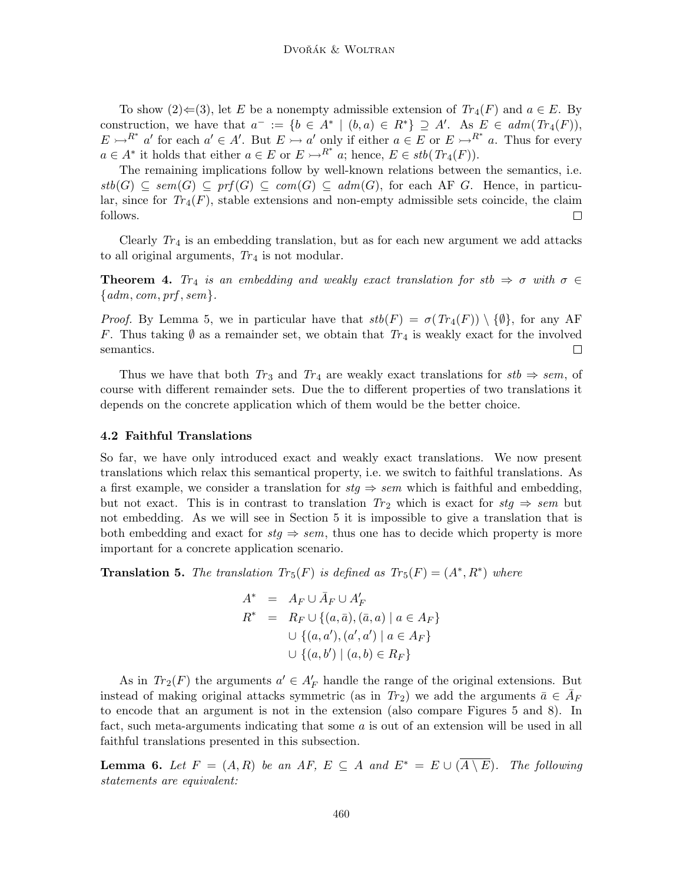To show (2)⇐(3), let $E$ be a nonempty admissible extension of $Tr_4(F)$ and $a \in E$. By construction, we have that $a^- := \{b \in A^* \mid (b, a) \in R^*\} \supseteq A'$. As $E \in adm(Tr_4(F))$, $E \rightarrowtail^{R^*} a'$ for each $a' \in A'$. But $E \rightarrowtail a'$ only if either $a \in E$ or $E \rightarrowtail^{R^*} a$. Thus for every $a \in A^*$ it holds that either $a \in E$ or $E \rightarrowtail^{R^*} a$; hence, $E \in stb(Tr_4(F))$.

The remaining implications follow by well-known relations between the semantics, i.e. $stb(G) \subseteq sem(G) \subseteq prf(G) \subseteq com(G) \subseteq adm(G)$, for each AF $G$. Hence, in particular, since for $Tr_4(F)$, stable extensions and non-empty admissible sets coincide, the claim follows. □

Clearly $Tr_4$ is an embedding translation, but as for each new argument we add attacks to all original arguments, $Tr_4$ is not modular.

**Theorem 4.** *$Tr_4$ is an embedding and weakly exact translation for $stb \Rightarrow \sigma$ with $\sigma \in \{adm, com, prf, sem\}$.*

*Proof.* By Lemma 5, we in particular have that $stb(F) = \sigma(Tr_4(F)) \setminus \{\emptyset\}$, for any AF $F$. Thus taking $\emptyset$ as a remainder set, we obtain that $Tr_4$ is weakly exact for the involved semantics. □

Thus we have that both $Tr_3$ and $Tr_4$ are weakly exact translations for $stb \Rightarrow sem$, of course with different remainder sets. Due the to different properties of two translations it depends on the concrete application which of them would be the better choice.

### 4.2 Faithful Translations

So far, we have only introduced exact and weakly exact translations. We now present translations which relax this semantical property, i.e. we switch to faithful translations. As a first example, we consider a translation for $stg \Rightarrow sem$ which is faithful and embedding, but not exact. This is in contrast to translation $Tr_2$ which is exact for $stg \Rightarrow sem$ but not embedding. As we will see in Section 5 it is impossible to give a translation that is both embedding and exact for $stg \Rightarrow sem$, thus one has to decide which property is more important for a concrete application scenario.

**Translation 5.** *The translation $Tr_5(F)$ is defined as $Tr_5(F) = (A^*, R^*)$ where*

$$
\begin{aligned}
A^* &= A_F \cup \bar{A}_F \cup A'_F \\
R^* &= R_F \cup \{(a, \bar{a}), (\bar{a}, a) \mid a \in A_F\} \\
&\quad \cup \{(a, a'), (a', a') \mid a \in A_F\} \\
&\quad \cup \{(a, b') \mid (a, b) \in R_F\}
\end{aligned}
$$

As in $Tr_2(F)$ the arguments $a' \in A'_F$ handle the range of the original extensions. But instead of making original attacks symmetric (as in $Tr_2$) we add the arguments $\bar{a} \in \bar{A}_F$ to encode that an argument is not in the extension (also compare Figures 5 and 8). In fact, such meta-arguments indicating that some $a$ is out of an extension will be used in all faithful translations presented in this subsection.

**Lemma 6.** *Let $F = (A, R)$ be an AF, $E \subseteq A$ and $E^* = E \cup (\overline{A \setminus E})$. The following statements are equivalent:*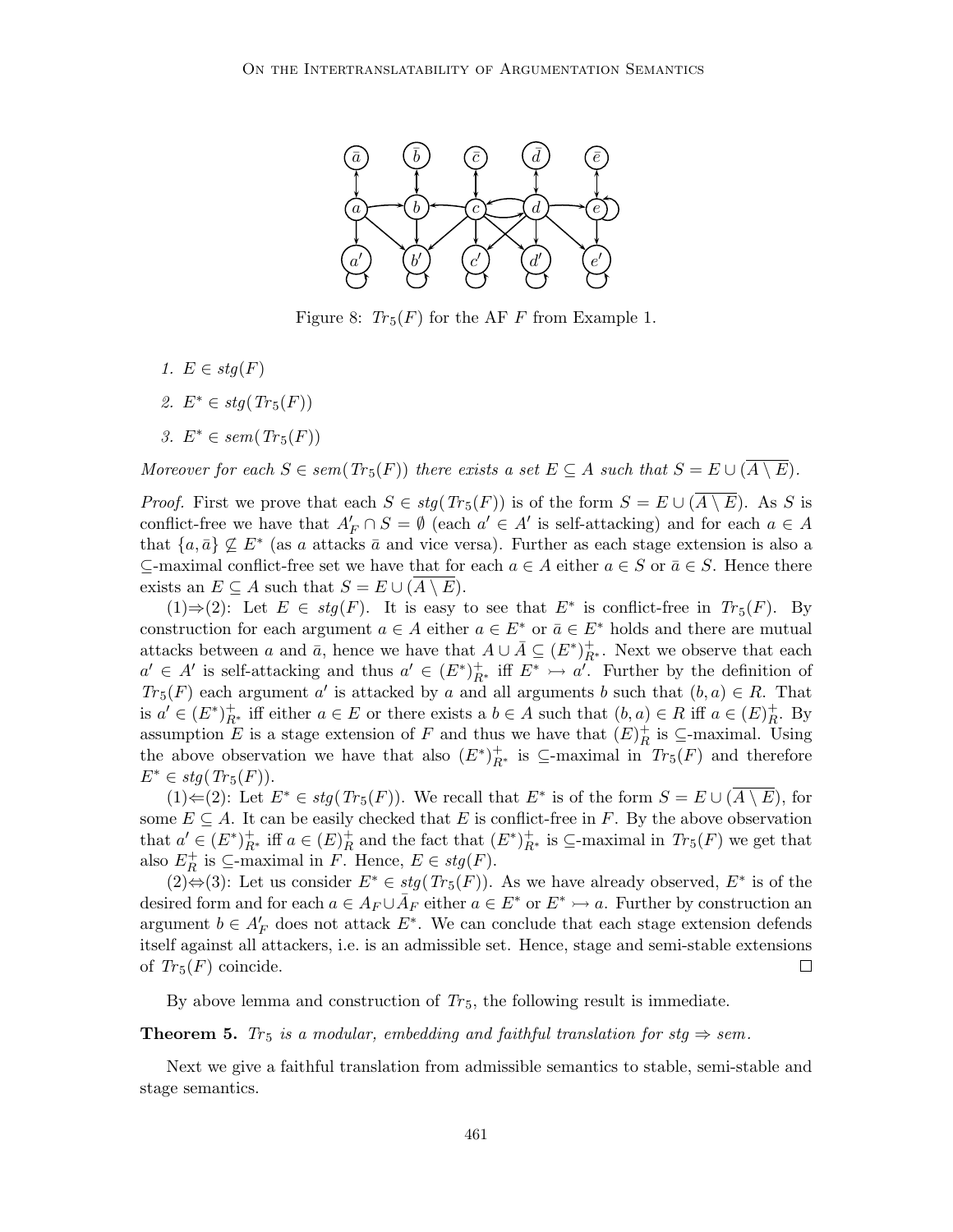Figure 8: $Tr_5(F)$ for the AF $F$ from Example 1.

1. $E \in stg(F)$
2. $E^* \in stg(Tr_5(F))$
3. $E^* \in sem(Tr_5(F))$

*Moreover for each $S \in sem(Tr_5(F))$ there exists a set $E \subseteq A$ such that $S = E \cup (\overline{A \setminus E})$.*

*Proof.* First we prove that each $S \in stg(Tr_5(F))$ is of the form $S = E \cup (\overline{A \setminus E})$. As $S$ is conflict-free we have that $A'_F \cap S = \emptyset$ (each $a' \in A'$ is self-attacking) and for each $a \in A$ that $\{a, \bar{a}\} \not\subseteq E^*$ (as $a$ attacks $\bar{a}$ and vice versa). Further as each stage extension is also a $\subseteq$-maximal conflict-free set we have that for each $a \in A$ either $a \in S$ or $\bar{a} \in S$. Hence there exists an $E \subseteq A$ such that $S = E \cup (\overline{A \setminus E})$.

(1)$\Rightarrow$(2): Let $E \in stg(F)$. It is easy to see that $E^*$ is conflict-free in $Tr_5(F)$. By construction for each argument $a \in A$ either $a \in E^*$ or $\bar{a} \in E^*$ holds and there are mutual attacks between $a$ and $\bar{a}$, hence we have that $A \cup \bar{A} \subseteq (E^*)^+_{R^*}$. Next we observe that each $a' \in A'$ is self-attacking and thus $a' \in (E^*)^+_{R^*}$ iff $E^* \rightarrowtail a'$. Further by the definition of $Tr_5(F)$ each argument $a'$ is attacked by $a$ and all arguments $b$ such that $(b, a) \in R$. That is $a' \in (E^*)^+_{R^*}$ iff either $a \in E$ or there exists a $b \in A$ such that $(b, a) \in R$ iff $a \in (E)^+_R$. By assumption $E$ is a stage extension of $F$ and thus we have that $(E)^+_R$ is $\subseteq$-maximal. Using the above observation we have that also $(E^*)^+_{R^*}$ is $\subseteq$-maximal in $Tr_5(F)$ and therefore $E^* \in stg(Tr_5(F))$.

(1)$\Leftarrow$(2): Let $E^* \in stg(Tr_5(F))$. We recall that $E^*$ is of the form $S = E \cup (\overline{A \setminus E})$, for some $E \subseteq A$. It can be easily checked that $E$ is conflict-free in $F$. By the above observation that $a' \in (E^*)^+_{R^*}$ iff $a \in (E)^+_R$ and the fact that $(E^*)^+_{R^*}$ is $\subseteq$-maximal in $Tr_5(F)$ we get that also $E^+_R$ is $\subseteq$-maximal in $F$. Hence, $E \in stg(F)$.

(2)$\Leftrightarrow$(3): Let us consider $E^* \in stg(Tr_5(F))$. As we have already observed, $E^*$ is of the desired form and for each $a \in A_F \cup \bar{A}_F$ either $a \in E^*$ or $E^* \rightarrowtail a$. Further by construction an argument $b \in A'_F$ does not attack $E^*$. We can conclude that each stage extension defends itself against all attackers, i.e. is an admissible set. Hence, stage and semi-stable extensions of $Tr_5(F)$ coincide. $\square$

By above lemma and construction of $Tr_5$, the following result is immediate.

**Theorem 5.** *$Tr_5$ is a modular, embedding and faithful translation for $stg \Rightarrow sem$.*

Next we give a faithful translation from admissible semantics to stable, semi-stable and stage semantics.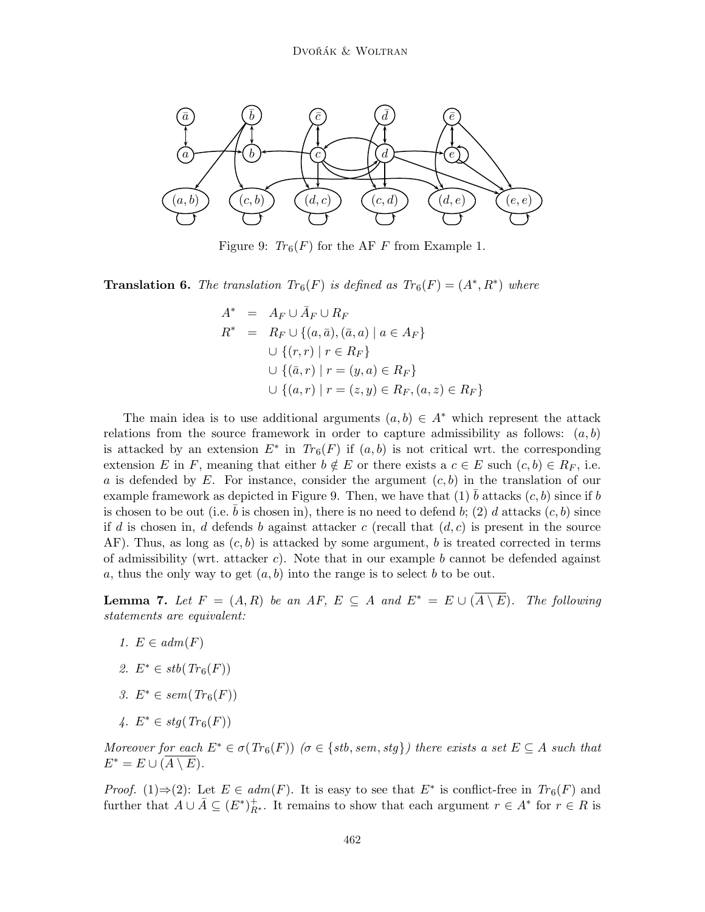Figure 9: $Tr_6(F)$ for the AF $F$ from Example 1.

**Translation 6.** *The translation $Tr_6(F)$ is defined as $Tr_6(F) = (A^*, R^*)$ where*

$$
\begin{aligned}
A^* &= A_F \cup \bar{A}_F \cup R_F \\
R^* &= R_F \cup \{(a, \bar{a}), (\bar{a}, a) \mid a \in A_F\} \\
&\cup \{(r, r) \mid r \in R_F\} \\
&\cup \{(\bar{a}, r) \mid r = (y, a) \in R_F\} \\
&\cup \{(a, r) \mid r = (z, y) \in R_F, (a, z) \in R_F\}
\end{aligned}
$$

The main idea is to use additional arguments $(a, b) \in A^*$ which represent the attack relations from the source framework in order to capture admissibility as follows: $(a, b)$ is attacked by an extension $E^*$ in $Tr_6(F)$ if $(a, b)$ is not critical wrt. the corresponding extension $E$ in $F$, meaning that either $b \notin E$ or there exists a $c \in E$ such $(c, b) \in R_F$, i.e. $a$ is defended by $E$. For instance, consider the argument $(c, b)$ in the translation of our example framework as depicted in Figure 9. Then, we have that (1) $\bar{b}$ attacks $(c, b)$ since if $b$ is chosen to be out (i.e. $\bar{b}$ is chosen in), there is no need to defend $b$; (2) $d$ attacks $(c, b)$ since if $d$ is chosen in, $d$ defends $b$ against attacker $c$ (recall that $(d, c)$ is present in the source AF). Thus, as long as $(c, b)$ is attacked by some argument, $b$ is treated corrected in terms of admissibility (wrt. attacker $c$). Note that in our example $b$ cannot be defended against $a$, thus the only way to get $(a, b)$ into the range is to select $b$ to be out.

**Lemma 7.** *Let $F = (A, R)$ be an AF, $E \subseteq A$ and $E^* = E \cup (\overline{A \setminus E})$. The following statements are equivalent:*

1. *$E \in adm(F)$*
2. *$E^* \in stb(Tr_6(F))$*
3. *$E^* \in sem(Tr_6(F))$*
4. *$E^* \in stg(Tr_6(F))$*

*Moreover for each $E^* \in \sigma(Tr_6(F))$ ($\sigma \in \{stb, sem, stg\}$) there exists a set $E \subseteq A$ such that $E^* = E \cup (\overline{A \setminus E})$.*

*Proof.* (1)⇒(2): Let $E \in adm(F)$. It is easy to see that $E^*$ is conflict-free in $Tr_6(F)$ and further that $A \cup \bar{A} \subseteq (E^*)^+_{R^*}$. It remains to show that each argument $r \in A^*$ for $r \in R$ is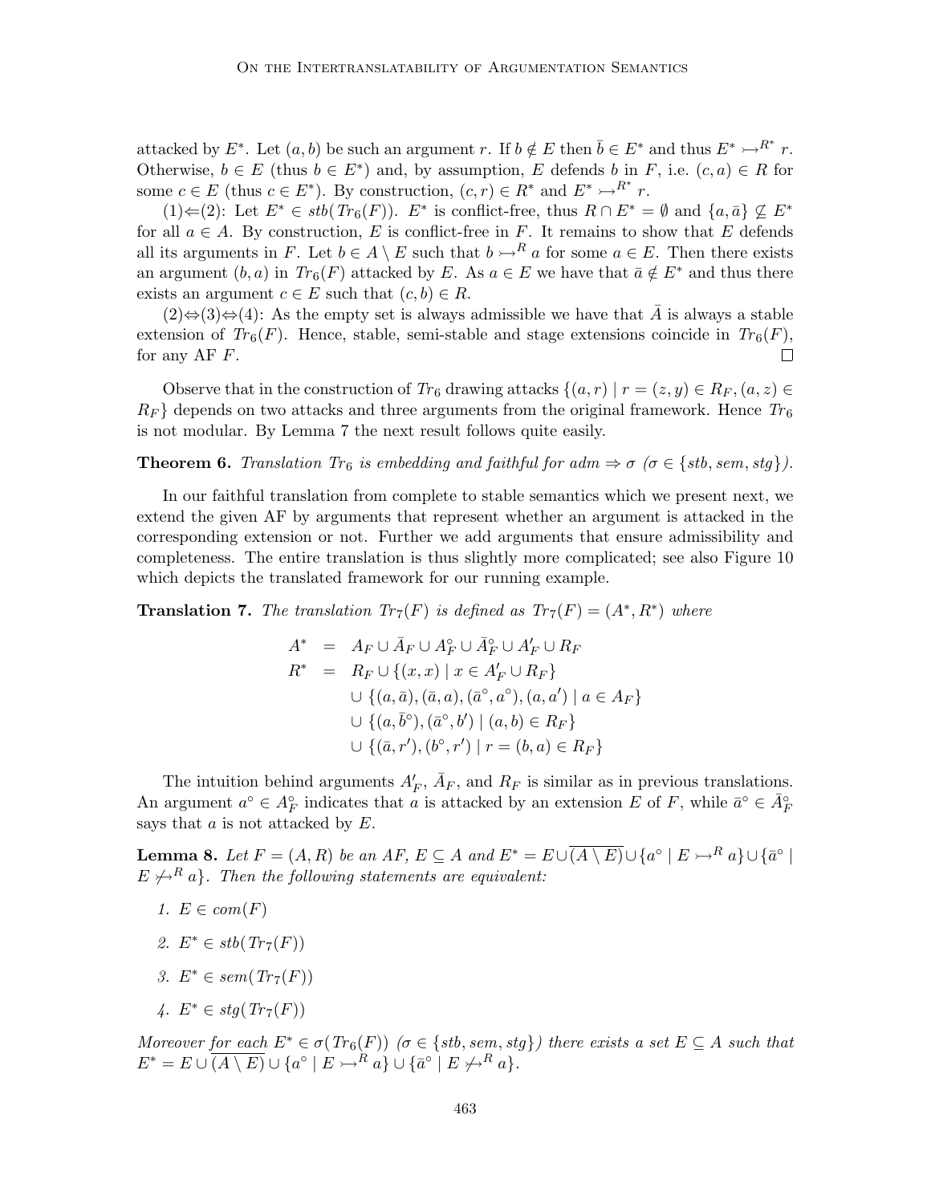attacked by $E^*$. Let $(a, b)$ be such an argument $r$. If $b \notin E$ then $\bar{b} \in E^*$ and thus $E^* \rightarrowtail^{R^*} r$. Otherwise, $b \in E$ (thus $b \in E^*$) and, by assumption, $E$ defends $b$ in $F$, i.e. $(c, a) \in R$ for some $c \in E$ (thus $c \in E^*$). By construction, $(c, r) \in R^*$ and $E^* \rightarrowtail^{R^*} r$.

(1)$\Leftarrow$(2): Let $E^* \in stb(Tr_6(F))$. $E^*$ is conflict-free, thus $R \cap E^* = \emptyset$ and $\{a, \bar{a}\} \not\subseteq E^*$ for all $a \in A$. By construction, $E$ is conflict-free in $F$. It remains to show that $E$ defends all its arguments in $F$. Let $b \in A \setminus E$ such that $b \rightarrowtail^R a$ for some $a \in E$. Then there exists an argument $(b, a)$ in $Tr_6(F)$ attacked by $E$. As $a \in E$ we have that $\bar{a} \notin E^*$ and thus there exists an argument $c \in E$ such that $(c, b) \in R$.

(2)$\Leftrightarrow$(3)$\Leftrightarrow$(4): As the empty set is always admissible we have that $\bar{A}$ is always a stable extension of $Tr_6(F)$. Hence, stable, semi-stable and stage extensions coincide in $Tr_6(F)$, for any AF $F$. □

Observe that in the construction of $Tr_6$ drawing attacks $\{(a, r) \mid r = (z, y) \in R_F, (a, z) \in R_F\}$ depends on two attacks and three arguments from the original framework. Hence $Tr_6$ is not modular. By Lemma 7 the next result follows quite easily.

**Theorem 6.** *Translation $Tr_6$ is embedding and faithful for $adm \Rightarrow \sigma$ ($\sigma \in \{stb, sem, stg\}$).*

In our faithful translation from complete to stable semantics which we present next, we extend the given AF by arguments that represent whether an argument is attacked in the corresponding extension or not. Further we add arguments that ensure admissibility and completeness. The entire translation is thus slightly more complicated; see also Figure 10 which depicts the translated framework for our running example.

**Translation 7.** *The translation $Tr_7(F)$ is defined as $Tr_7(F) = (A^*, R^*)$ where*

$$
\begin{aligned}
A^* &= A_F \cup \bar{A}_F \cup A_F^\circ \cup \bar{A}_F^\circ \cup A'_F \cup R_F \\
R^* &= R_F \cup \{(x, x) \mid x \in A'_F \cup R_F\} \\
&\quad \cup \{(a, \bar{a}), (\bar{a}, a), (\bar{a}^\circ, a^\circ), (a, a') \mid a \in A_F\} \\
&\quad \cup \{(a, \bar{b}^\circ), (\bar{a}^\circ, b') \mid (a, b) \in R_F\} \\
&\quad \cup \{(\bar{a}, r'), (b^\circ, r') \mid r = (b, a) \in R_F\}
\end{aligned}
$$

The intuition behind arguments $A'_F$, $\bar{A}_F$, and $R_F$ is similar as in previous translations. An argument $a^\circ \in A_F^\circ$ indicates that $a$ is attacked by an extension $E$ of $F$, while $\bar{a}^\circ \in \bar{A}_F^\circ$ says that $a$ is not attacked by $E$.

**Lemma 8.** *Let $F = (A, R)$ be an AF, $E \subseteq A$ and $E^* = E \cup \overline{(A \setminus E)} \cup \{a^\circ \mid E \rightarrowtail^R a\} \cup \{\bar{a}^\circ \mid E \not\rightarrowtail^R a\}$. Then the following statements are equivalent:*

1. *$E \in com(F)$*
2. *$E^* \in stb(Tr_7(F))$*
3. *$E^* \in sem(Tr_7(F))$*
4. *$E^* \in stg(Tr_7(F))$*

*Moreover for each $E^* \in \sigma(Tr_6(F))$ ($\sigma \in \{stb, sem, stg\}$) there exists a set $E \subseteq A$ such that $E^* = E \cup \overline{(A \setminus E)} \cup \{a^\circ \mid E \rightarrowtail^R a\} \cup \{\bar{a}^\circ \mid E \not\rightarrowtail^R a\}$.*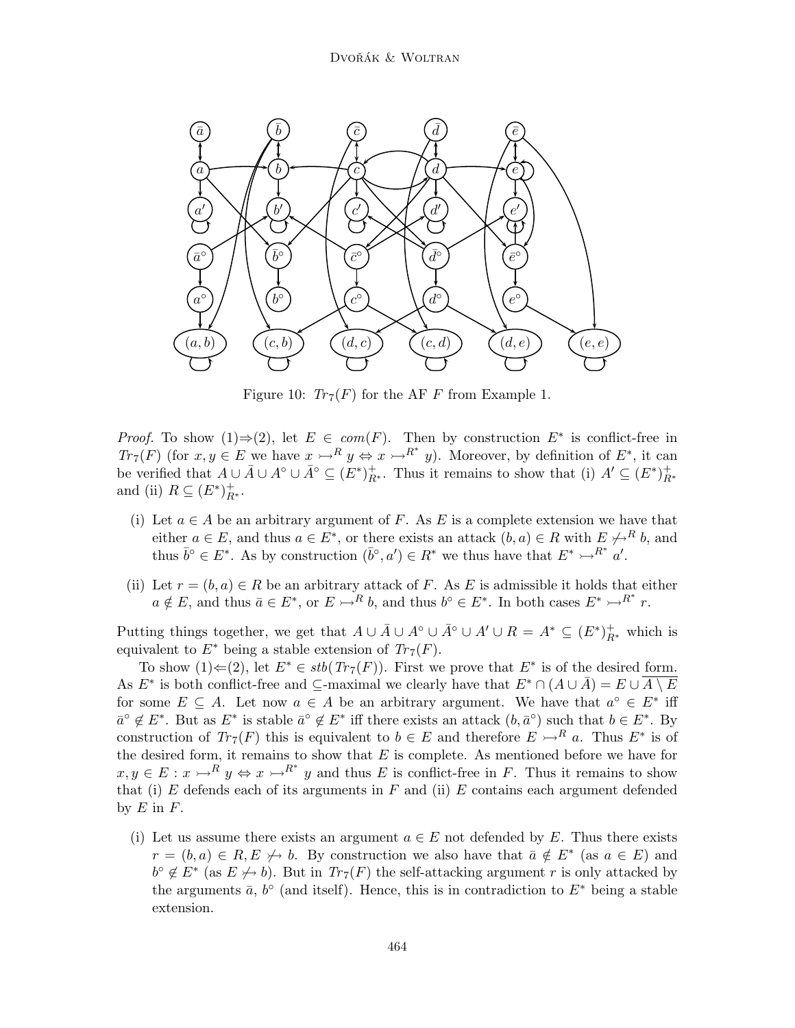Figure 10: $Tr_7(F)$ for the AF $F$ from Example 1.

*Proof.* To show (1)⇒(2), let $E \in com(F)$. Then by construction $E^*$ is conflict-free in $Tr_7(F)$ (for $x, y \in E$ we have $x \rightarrowtail^R y \Leftrightarrow x \rightarrowtail^{R^*} y$). Moreover, by definition of $E^*$, it can be verified that $A \cup \bar{A} \cup A^\circ \cup \bar{A}^\circ \subseteq (E^*)^+_{R^*}$. Thus it remains to show that (i) $A' \subseteq (E^*)^+_{R^*}$ and (ii) $R \subseteq (E^*)^+_{R^*}$.

- (i) Let $a \in A$ be an arbitrary argument of $F$. As $E$ is a complete extension we have that either $a \in E$, and thus $a \in E^*$, or there exists an attack $(b, a) \in R$ with $E \not\rightarrowtail^R b$, and thus $\bar{b}^\circ \in E^*$. As by construction $(\bar{b}^\circ, a') \in R^*$ we thus have that $E^* \rightarrowtail^{R^*} a'$.
- (ii) Let $r = (b, a) \in R$ be an arbitrary attack of $F$. As $E$ is admissible it holds that either $a \notin E$, and thus $\bar{a} \in E^*$, or $E \rightarrowtail^R b$, and thus $b^\circ \in E^*$. In both cases $E^* \rightarrowtail^{R^*} r$.

Putting things together, we get that $A \cup \bar{A} \cup A^\circ \cup \bar{A}^\circ \cup A' \cup R = A^* \subseteq (E^*)^+_{R^*}$ which is equivalent to $E^*$ being a stable extension of $Tr_7(F)$.

To show (1)⇐(2), let $E^* \in stb(Tr_7(F))$. First we prove that $E^*$ is of the desired form. As $E^*$ is both conflict-free and $\subseteq$-maximal we clearly have that $E^* \cap (A \cup \bar{A}) = E \cup \overline{A \setminus E}$ for some $E \subseteq A$. Let now $a \in A$ be an arbitrary argument. We have that $a^\circ \in E^*$ iff $\bar{a}^\circ \notin E^*$. But as $E^*$ is stable $\bar{a}^\circ \notin E^*$ iff there exists an attack $(b, \bar{a}^\circ)$ such that $b \in E^*$. By construction of $Tr_7(F)$ this is equivalent to $b \in E$ and therefore $E \rightarrowtail^R a$. Thus $E^*$ is of the desired form, it remains to show that $E$ is complete. As mentioned before we have for $x, y \in E : x \rightarrowtail^R y \Leftrightarrow x \rightarrowtail^{R^*} y$ and thus $E$ is conflict-free in $F$. Thus it remains to show that (i) $E$ defends each of its arguments in $F$ and (ii) $E$ contains each argument defended by $E$ in $F$.

- (i) Let us assume there exists an argument $a \in E$ not defended by $E$. Thus there exists $r = (b, a) \in R, E \not\rightarrowtail b$. By construction we also have that $\bar{a} \notin E^*$ (as $a \in E$) and $b^\circ \notin E^*$ (as $E \not\rightarrowtail b$). But in $Tr_7(F)$ the self-attacking argument $r$ is only attacked by the arguments $\bar{a}$, $b^\circ$ (and itself). Hence, this is in contradiction to $E^*$ being a stable extension.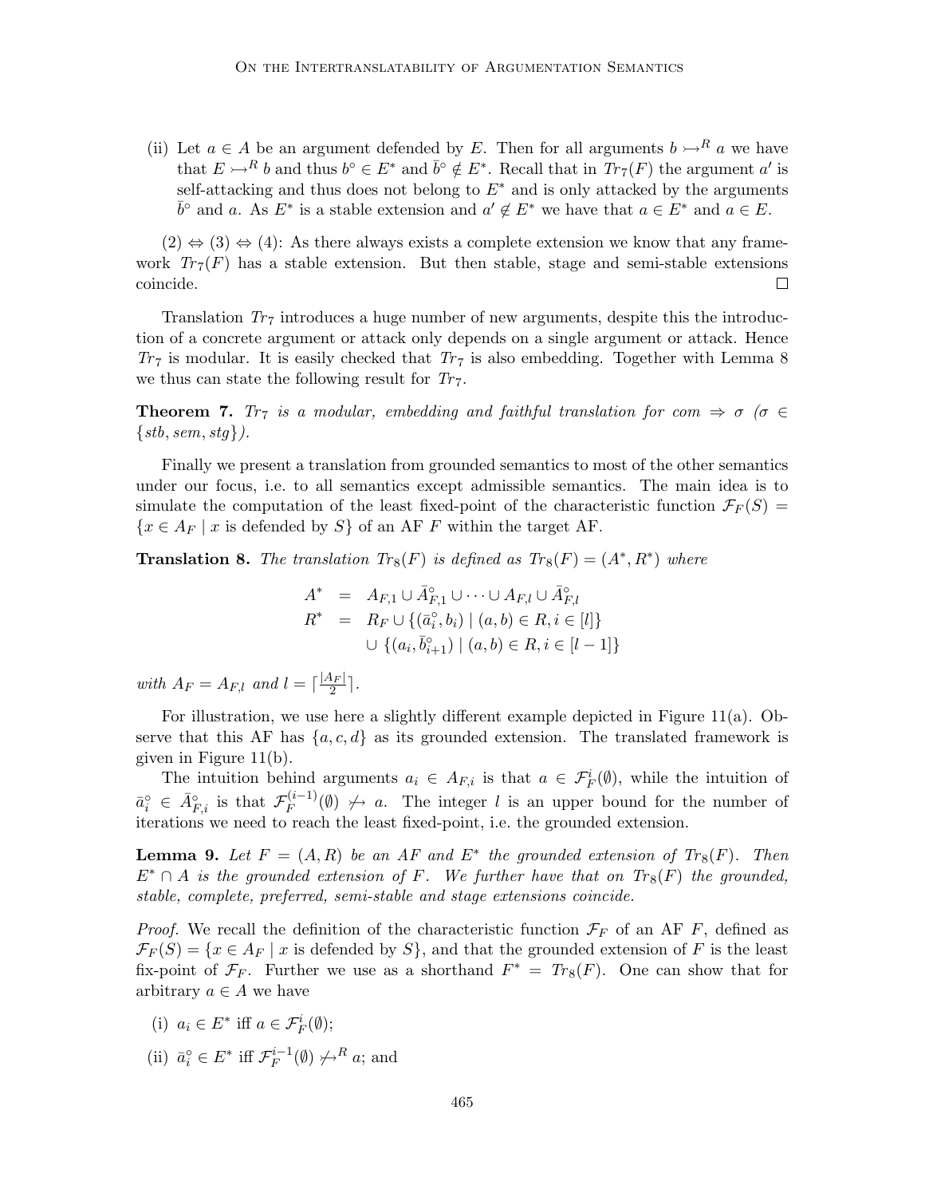(ii) Let $a \in A$ be an argument defended by $E$. Then for all arguments $b \rightarrowtail^R a$ we have that $E \rightarrowtail^R b$ and thus $b^\circ \in E^*$ and $\bar{b}^\circ \notin E^*$. Recall that in $Tr_7(F)$ the argument $a'$ is self-attacking and thus does not belong to $E^*$ and is only attacked by the arguments $\bar{b}^\circ$ and $a$. As $E^*$ is a stable extension and $a' \notin E^*$ we have that $a \in E^*$ and $a \in E$.

(2) $\Leftrightarrow$ (3) $\Leftrightarrow$ (4): As there always exists a complete extension we know that any framework $Tr_7(F)$ has a stable extension. But then stable, stage and semi-stable extensions coincide. □

Translation $Tr_7$ introduces a huge number of new arguments, despite this the introduction of a concrete argument or attack only depends on a single argument or attack. Hence $Tr_7$ is modular. It is easily checked that $Tr_7$ is also embedding. Together with Lemma 8 we thus can state the following result for $Tr_7$.

**Theorem 7.** *$Tr_7$ is a modular, embedding and faithful translation for $com \Rightarrow \sigma$ ($\sigma \in \{stb, sem, stg\}$).*

Finally we present a translation from grounded semantics to most of the other semantics under our focus, i.e. to all semantics except admissible semantics. The main idea is to simulate the computation of the least fixed-point of the characteristic function $\mathcal{F}_F(S) = \{x \in A_F \mid x \text{ is defended by } S\}$ of an AF $F$ within the target AF.

**Translation 8.** *The translation $Tr_8(F)$ is defined as $Tr_8(F) = (A^*, R^*)$ where*

$$
\begin{aligned}
A^* &= A_{F,1} \cup \bar{A}^\circ_{F,1} \cup \cdots \cup A_{F,l} \cup \bar{A}^\circ_{F,l} \\
R^* &= R_F \cup \{(\bar{a}^\circ_i, b_i) \mid (a,b) \in R, i \in [l]\} \\
&\quad \cup \{(a_i, \bar{b}^\circ_{i+1}) \mid (a,b) \in R, i \in [l-1]\}
\end{aligned}
$$

*with $A_F = A_{F,l}$ and $l = \lceil \frac{|A_F|}{2} \rceil$.*

For illustration, we use here a slightly different example depicted in Figure 11(a). Observe that this AF has $\{a, c, d\}$ as its grounded extension. The translated framework is given in Figure 11(b).

The intuition behind arguments $a_i \in A_{F,i}$ is that $a \in \mathcal{F}^i_F(\emptyset)$, while the intuition of $\bar{a}^\circ_i \in \bar{A}^\circ_{F,i}$ is that $\mathcal{F}^{(i-1)}_F(\emptyset) \not\rightarrowtail a$. The integer $l$ is an upper bound for the number of iterations we need to reach the least fixed-point, i.e. the grounded extension.

**Lemma 9.** *Let $F = (A, R)$ be an AF and $E^*$ the grounded extension of $Tr_8(F)$. Then $E^* \cap A$ is the grounded extension of $F$. We further have that on $Tr_8(F)$ the grounded, stable, complete, preferred, semi-stable and stage extensions coincide.*

*Proof.* We recall the definition of the characteristic function $\mathcal{F}_F$ of an AF $F$, defined as $\mathcal{F}_F(S) = \{x \in A_F \mid x \text{ is defended by } S\}$, and that the grounded extension of $F$ is the least fix-point of $\mathcal{F}_F$. Further we use as a shorthand $F^* = Tr_8(F)$. One can show that for arbitrary $a \in A$ we have

(i) $a_i \in E^*$ iff $a \in \mathcal{F}^i_F(\emptyset)$;

(ii) $\bar{a}^\circ_i \in E^*$ iff $\mathcal{F}^{i-1}_F(\emptyset) \not\rightarrowtail^R a$; and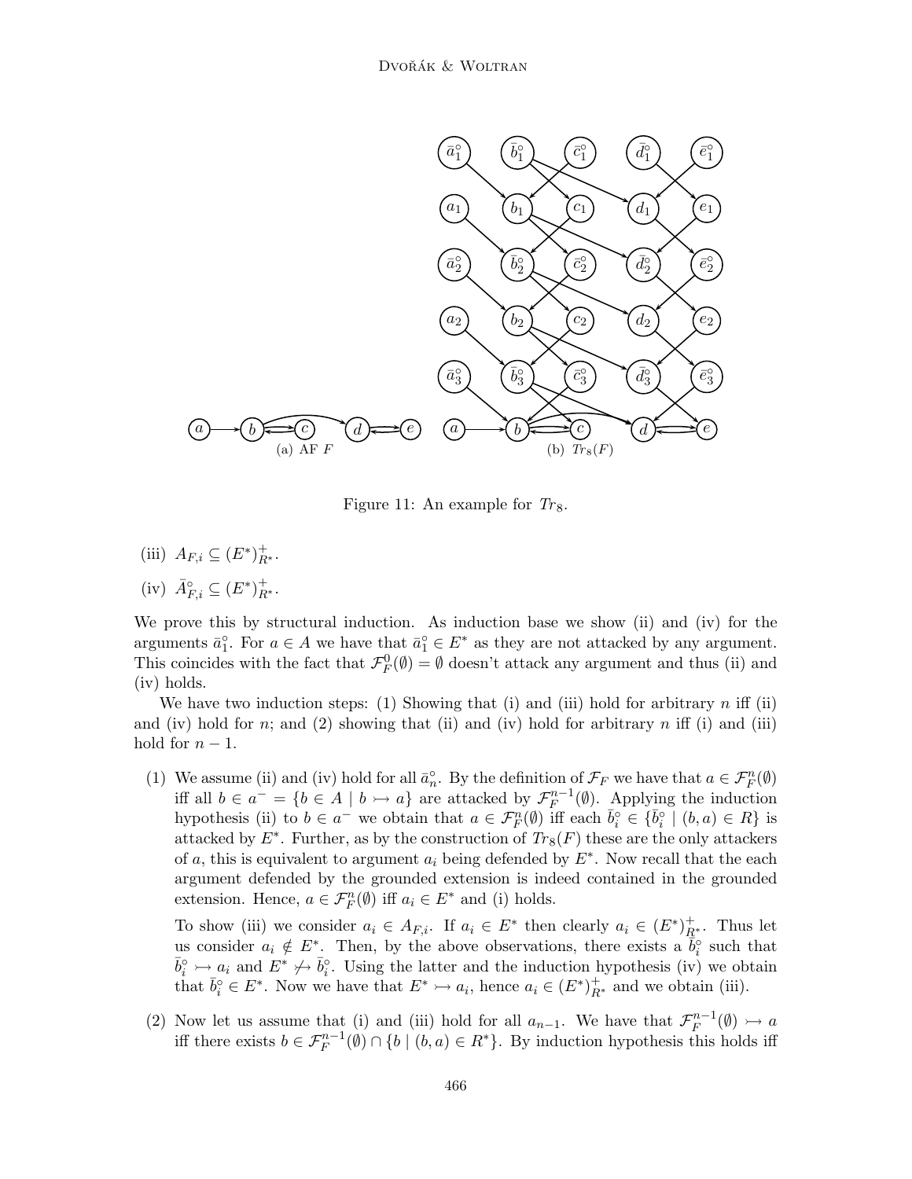Figure 11: An example for $Tr_8$.

(iii) $A_{F,i} \subseteq (E^*)^+_{R^*}$.

(iv) $\bar{A}^\circ_{F,i} \subseteq (E^*)^+_{R^*}$.

We prove this by structural induction. As induction base we show (ii) and (iv) for the arguments $\bar{a}^\circ_1$. For $a \in A$ we have that $\bar{a}^\circ_1 \in E^*$ as they are not attacked by any argument. This coincides with the fact that $\mathcal{F}^0_F(\emptyset) = \emptyset$ doesn't attack any argument and thus (ii) and (iv) holds.

We have two induction steps: (1) Showing that (i) and (iii) hold for arbitrary $n$ iff (ii) and (iv) hold for $n$; and (2) showing that (ii) and (iv) hold for arbitrary $n$ iff (i) and (iii) hold for $n-1$.

(1) We assume (ii) and (iv) hold for all $\bar{a}^\circ_n$. By the definition of $\mathcal{F}_F$ we have that $a \in \mathcal{F}^n_F(\emptyset)$ iff all $b \in a^- = \{b \in A \mid b \rightarrowtail a\}$ are attacked by $\mathcal{F}^{n-1}_F(\emptyset)$. Applying the induction hypothesis (ii) to $b \in a^-$ we obtain that $a \in \mathcal{F}^n_F(\emptyset)$ iff each $\bar{b}^\circ_i \in \{\bar{b}^\circ_i \mid (b,a) \in R\}$ is attacked by $E^*$. Further, as by the construction of $Tr_8(F)$ these are the only attackers of $a$, this is equivalent to argument $a_i$ being defended by $E^*$. Now recall that the each argument defended by the grounded extension is indeed contained in the grounded extension. Hence, $a \in \mathcal{F}^n_F(\emptyset)$ iff $a_i \in E^*$ and (i) holds.

To show (iii) we consider $a_i \in A_{F,i}$. If $a_i \in E^*$ then clearly $a_i \in (E^*)^+_{R^*}$. Thus let us consider $a_i \notin E^*$. Then, by the above observations, there exists a $\bar{b}^\circ_i$ such that $\bar{b}^\circ_i \rightarrowtail a_i$ and $E^* \not\rightarrowtail \bar{b}^\circ_i$. Using the latter and the induction hypothesis (iv) we obtain that $\bar{b}^\circ_i \in E^*$. Now we have that $E^* \rightarrowtail a_i$, hence $a_i \in (E^*)^+_{R^*}$ and we obtain (iii).

(2) Now let us assume that (i) and (iii) hold for all $a_{n-1}$. We have that $\mathcal{F}^{n-1}_F(\emptyset) \rightarrowtail a$ iff there exists $b \in \mathcal{F}^{n-1}_F(\emptyset) \cap \{b \mid (b,a) \in R^*\}$. By induction hypothesis this holds iff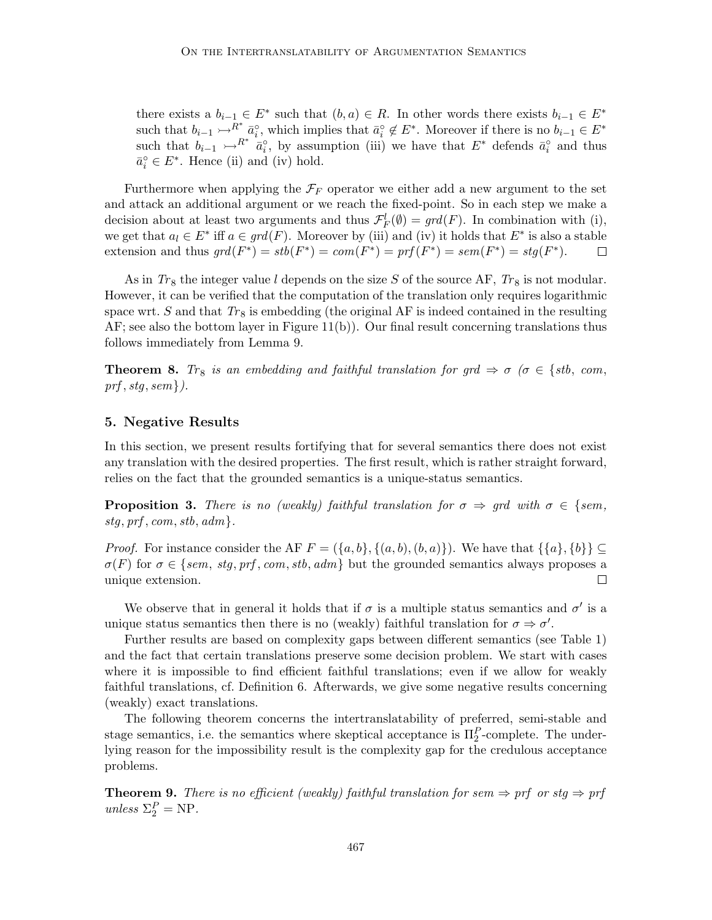there exists a $b_{i-1} \in E^*$ such that $(b, a) \in R$. In other words there exists $b_{i-1} \in E^*$ such that $b_{i-1} \rightarrowtail^{R^*} \bar{a}_i^\circ$, which implies that $\bar{a}_i^\circ \notin E^*$. Moreover if there is no $b_{i-1} \in E^*$ such that $b_{i-1} \rightarrowtail^{R^*} \bar{a}_i^\circ$, by assumption (iii) we have that $E^*$ defends $\bar{a}_i^\circ$ and thus $\bar{a}_i^\circ \in E^*$. Hence (ii) and (iv) hold.

Furthermore when applying the $\mathcal{F}_F$ operator we either add a new argument to the set and attack an additional argument or we reach the fixed-point. So in each step we make a decision about at least two arguments and thus $\mathcal{F}_F^l(\emptyset) = grd(F)$. In combination with (i), we get that $a_l \in E^*$ iff $a \in grd(F)$. Moreover by (iii) and (iv) it holds that $E^*$ is also a stable extension and thus $grd(F^*) = stb(F^*) = com(F^*) = prf(F^*) = sem(F^*) = stg(F^*)$. $\square$

As in $Tr_8$ the integer value $l$ depends on the size $S$ of the source AF, $Tr_8$ is not modular. However, it can be verified that the computation of the translation only requires logarithmic space wrt. $S$ and that $Tr_8$ is embedding (the original AF is indeed contained in the resulting AF; see also the bottom layer in Figure 11(b)). Our final result concerning translations thus follows immediately from Lemma 9.

**Theorem 8.** *$Tr_8$ is an embedding and faithful translation for $grd \Rightarrow \sigma$ ($\sigma \in \{stb, com, prf, stg, sem\}$).*

## 5. Negative Results

In this section, we present results fortifying that for several semantics there does not exist any translation with the desired properties. The first result, which is rather straight forward, relies on the fact that the grounded semantics is a unique-status semantics.

**Proposition 3.** *There is no (weakly) faithful translation for $\sigma \Rightarrow grd$ with $\sigma \in \{sem, stg, prf, com, stb, adm\}$.*

*Proof.* For instance consider the AF $F = (\{a, b\}, \{(a, b), (b, a)\})$. We have that $\{\{a\}, \{b\}\} \subseteq \sigma(F)$ for $\sigma \in \{sem, stg, prf, com, stb, adm\}$ but the grounded semantics always proposes a unique extension. $\square$

We observe that in general it holds that if $\sigma$ is a multiple status semantics and $\sigma'$ is a unique status semantics then there is no (weakly) faithful translation for $\sigma \Rightarrow \sigma'$.

Further results are based on complexity gaps between different semantics (see Table 1) and the fact that certain translations preserve some decision problem. We start with cases where it is impossible to find efficient faithful translations; even if we allow for weakly faithful translations, cf. Definition 6. Afterwards, we give some negative results concerning (weakly) exact translations.

The following theorem concerns the intertranslatability of preferred, semi-stable and stage semantics, i.e. the semantics where skeptical acceptance is $\Pi_2^P$-complete. The underlying reason for the impossibility result is the complexity gap for the credulous acceptance problems.

**Theorem 9.** *There is no efficient (weakly) faithful translation for $sem \Rightarrow prf$ or $stg \Rightarrow prf$ unless $\Sigma_2^P = \mathrm{NP}$.*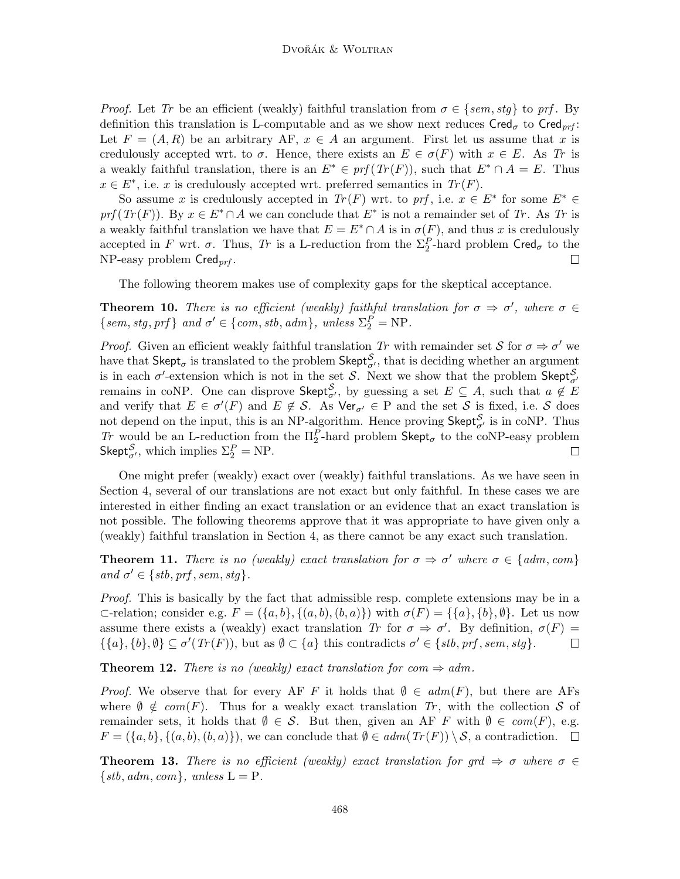*Proof.* Let $Tr$ be an efficient (weakly) faithful translation from $\sigma \in \{sem, stg\}$ to $prf$. By definition this translation is L-computable and as we show next reduces $\mathsf{Cred}_\sigma$ to $\mathsf{Cred}_{prf}$: Let $F = (A, R)$ be an arbitrary AF, $x \in A$ an argument. First let us assume that $x$ is credulously accepted wrt. to $\sigma$. Hence, there exists an $E \in \sigma(F)$ with $x \in E$. As $Tr$ is a weakly faithful translation, there is an $E^* \in prf(Tr(F))$, such that $E^* \cap A = E$. Thus $x \in E^*$, i.e. $x$ is credulously accepted wrt. preferred semantics in $Tr(F)$.

So assume $x$ is credulously accepted in $Tr(F)$ wrt. to $prf$, i.e. $x \in E^*$ for some $E^* \in prf(Tr(F))$. By $x \in E^* \cap A$ we can conclude that $E^*$ is not a remainder set of $Tr$. As $Tr$ is a weakly faithful translation we have that $E = E^* \cap A$ is in $\sigma(F)$, and thus $x$ is credulously accepted in $F$ wrt. $\sigma$. Thus, $Tr$ is a L-reduction from the $\Sigma_2^P$-hard problem $\mathsf{Cred}_\sigma$ to the NP-easy problem $\mathsf{Cred}_{prf}$. □

The following theorem makes use of complexity gaps for the skeptical acceptance.

**Theorem 10.** *There is no efficient (weakly) faithful translation for $\sigma \Rightarrow \sigma'$, where $\sigma \in \{sem, stg, prf\}$ and $\sigma' \in \{com, stb, adm\}$, unless $\Sigma_2^P = \mathrm{NP}$.*

*Proof.* Given an efficient weakly faithful translation $Tr$ with remainder set $\mathcal{S}$ for $\sigma \Rightarrow \sigma'$ we have that $\mathsf{Skept}_\sigma$ is translated to the problem $\mathsf{Skept}_{\sigma'}^{\mathcal{S}}$, that is deciding whether an argument is in each $\sigma'$-extension which is not in the set $\mathcal{S}$. Next we show that the problem $\mathsf{Skept}_{\sigma'}^{\mathcal{S}}$ remains in coNP. One can disprove $\mathsf{Skept}_{\sigma'}^{\mathcal{S}}$, by guessing a set $E \subseteq A$, such that $a \notin E$ and verify that $E \in \sigma'(F)$ and $E \notin \mathcal{S}$. As $\mathsf{Ver}_{\sigma'} \in \mathrm{P}$ and the set $\mathcal{S}$ is fixed, i.e. $\mathcal{S}$ does not depend on the input, this is an NP-algorithm. Hence proving $\mathsf{Skept}_{\sigma'}^{\mathcal{S}}$ is in coNP. Thus $Tr$ would be an L-reduction from the $\Pi_2^P$-hard problem $\mathsf{Skept}_\sigma$ to the coNP-easy problem $\mathsf{Skept}_{\sigma'}^{\mathcal{S}}$, which implies $\Sigma_2^P = \mathrm{NP}$. □

One might prefer (weakly) exact over (weakly) faithful translations. As we have seen in Section 4, several of our translations are not exact but only faithful. In these cases we are interested in either finding an exact translation or an evidence that an exact translation is not possible. The following theorems approve that it was appropriate to have given only a (weakly) faithful translation in Section 4, as there cannot be any exact such translation.

**Theorem 11.** *There is no (weakly) exact translation for $\sigma \Rightarrow \sigma'$ where $\sigma \in \{adm, com\}$ and $\sigma' \in \{stb, prf, sem, stg\}$.*

*Proof.* This is basically by the fact that admissible resp. complete extensions may be in a $\subset$-relation; consider e.g. $F = (\{a, b\}, \{(a, b), (b, a)\})$ with $\sigma(F) = \{\{a\}, \{b\}, \emptyset\}$. Let us now assume there exists a (weakly) exact translation $Tr$ for $\sigma \Rightarrow \sigma'$. By definition, $\sigma(F) = \{\{a\}, \{b\}, \emptyset\} \subseteq \sigma'(Tr(F))$, but as $\emptyset \subset \{a\}$ this contradicts $\sigma' \in \{stb, prf, sem, stg\}$. □

**Theorem 12.** *There is no (weakly) exact translation for $com \Rightarrow adm$.*

*Proof.* We observe that for every AF $F$ it holds that $\emptyset \in adm(F)$, but there are AFs where $\emptyset \notin com(F)$. Thus for a weakly exact translation $Tr$, with the collection $\mathcal{S}$ of remainder sets, it holds that $\emptyset \in \mathcal{S}$. But then, given an AF $F$ with $\emptyset \in com(F)$, e.g. $F = (\{a, b\}, \{(a, b), (b, a)\})$, we can conclude that $\emptyset \in adm(Tr(F)) \setminus \mathcal{S}$, a contradiction. □

**Theorem 13.** *There is no efficient (weakly) exact translation for $grd \Rightarrow \sigma$ where $\sigma \in \{stb, adm, com\}$, unless $\mathrm{L} = \mathrm{P}$.*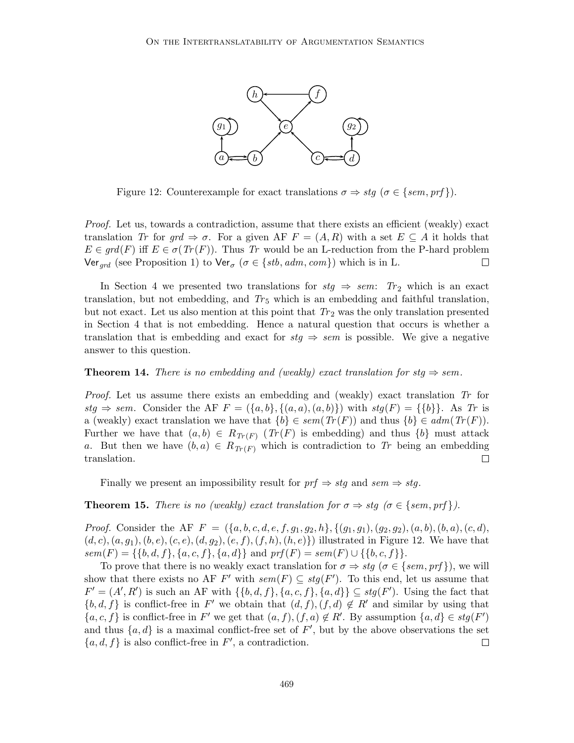Figure 12: Counterexample for exact translations $\sigma \Rightarrow stg$ ($\sigma \in \{sem, prf\}$).

*Proof.* Let us, towards a contradiction, assume that there exists an efficient (weakly) exact translation $Tr$ for $grd \Rightarrow \sigma$. For a given AF $F = (A, R)$ with a set $E \subseteq A$ it holds that $E \in grd(F)$ iff $E \in \sigma(Tr(F))$. Thus $Tr$ would be an L-reduction from the P-hard problem $\mathsf{Ver}_{grd}$ (see Proposition 1) to $\mathsf{Ver}_{\sigma}$ ($\sigma \in \{stb, adm, com\}$) which is in L. □

In Section 4 we presented two translations for $stg \Rightarrow sem$: $Tr_2$ which is an exact translation, but not embedding, and $Tr_5$ which is an embedding and faithful translation, but not exact. Let us also mention at this point that $Tr_2$ was the only translation presented in Section 4 that is not embedding. Hence a natural question that occurs is whether a translation that is embedding and exact for $stg \Rightarrow sem$ is possible. We give a negative answer to this question.

**Theorem 14.** *There is no embedding and (weakly) exact translation for $stg \Rightarrow sem$.*

*Proof.* Let us assume there exists an embedding and (weakly) exact translation $Tr$ for $stg \Rightarrow sem$. Consider the AF $F = (\{a, b\}, \{(a, a), (a, b)\})$ with $stg(F) = \{\{b\}\}$. As $Tr$ is a (weakly) exact translation we have that $\{b\} \in sem(Tr(F))$ and thus $\{b\} \in adm(Tr(F))$. Further we have that $(a, b) \in R_{Tr(F)}$ ($Tr(F)$ is embedding) and thus $\{b\}$ must attack $a$. But then we have $(b, a) \in R_{Tr(F)}$ which is contradiction to $Tr$ being an embedding translation. □

Finally we present an impossibility result for $prf \Rightarrow stg$ and $sem \Rightarrow stg$.

**Theorem 15.** *There is no (weakly) exact translation for $\sigma \Rightarrow stg$ ($\sigma \in \{sem, prf\}$).*

*Proof.* Consider the AF $F = (\{a, b, c, d, e, f, g_1, g_2, h\}, \{(g_1, g_1), (g_2, g_2), (a, b), (b, a), (c, d), (d, c), (a, g_1), (b, e), (c, e), (d, g_2), (e, f), (f, h), (h, e)\})$ illustrated in Figure 12. We have that $sem(F) = \{\{b, d, f\}, \{a, c, f\}, \{a, d\}\}$ and $prf(F) = sem(F) \cup \{\{b, c, f\}\}$.

To prove that there is no weakly exact translation for $\sigma \Rightarrow stg$ ($\sigma \in \{sem, prf\}$), we will show that there exists no AF $F'$ with $sem(F) \subseteq stg(F')$. To this end, let us assume that $F' = (A', R')$ is such an AF with $\{\{b, d, f\}, \{a, c, f\}, \{a, d\}\} \subseteq stg(F')$. Using the fact that $\{b, d, f\}$ is conflict-free in $F'$ we obtain that $(d, f), (f, d) \notin R'$ and similar by using that $\{a, c, f\}$ is conflict-free in $F'$ we get that $(a, f), (f, a) \notin R'$. By assumption $\{a, d\} \in stg(F')$ and thus $\{a, d\}$ is a maximal conflict-free set of $F'$, but by the above observations the set $\{a, d, f\}$ is also conflict-free in $F'$, a contradiction. □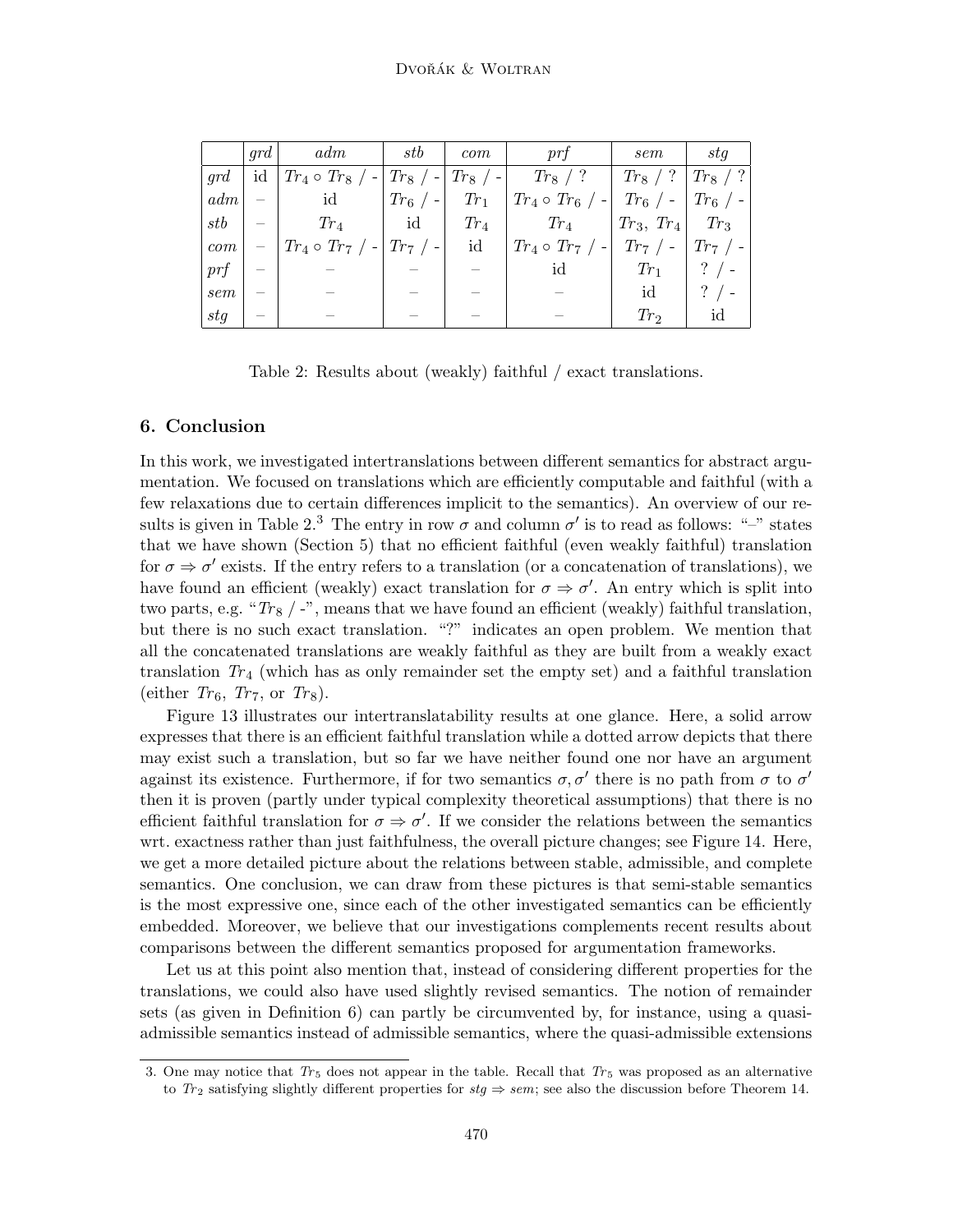|  | $grd$ | $adm$ | $stb$ | $com$ | $prf$ | $sem$ | $stg$ |
|---|---|---|---|---|---|---|---|
| $grd$ | id | $Tr_4 \circ Tr_8$ / - | $Tr_8$ / - | $Tr_8$ / - | $Tr_8$ / ? | $Tr_8$ / ? | $Tr_8$ / ? |
| $adm$ | – | id | $Tr_6$ / - | $Tr_1$ | $Tr_4 \circ Tr_6$ / - | $Tr_6$ / - | $Tr_6$ / - |
| $stb$ | – | $Tr_4$ | id | $Tr_4$ | $Tr_4$ | $Tr_3$, $Tr_4$ | $Tr_3$ |
| $com$ | – | $Tr_4 \circ Tr_7$ / - | $Tr_7$ / - | id | $Tr_4 \circ Tr_7$ / - | $Tr_7$ / - | $Tr_7$ / - |
| $prf$ | – | – | – | – | id | $Tr_1$ | ? / - |
| $sem$ | – | – | – | – | – | id | ? / - |
| $stg$ | – | – | – | – | – | $Tr_2$ | id |

Table 2: Results about (weakly) faithful / exact translations.

## 6. Conclusion

In this work, we investigated intertranslations between different semantics for abstract argumentation. We focused on translations which are efficiently computable and faithful (with a few relaxations due to certain differences implicit to the semantics). An overview of our results is given in Table 2.[3] The entry in row $\sigma$ and column $\sigma'$ is to read as follows: "–" states that we have shown (Section 5) that no efficient faithful (even weakly faithful) translation for $\sigma \Rightarrow \sigma'$ exists. If the entry refers to a translation (or a concatenation of translations), we have found an efficient (weakly) exact translation for $\sigma \Rightarrow \sigma'$. An entry which is split into two parts, e.g. "$Tr_8$ / -", means that we have found an efficient (weakly) faithful translation, but there is no such exact translation. "?" indicates an open problem. We mention that all the concatenated translations are weakly faithful as they are built from a weakly exact translation $Tr_4$ (which has as only remainder set the empty set) and a faithful translation (either $Tr_6$, $Tr_7$, or $Tr_8$).

Figure 13 illustrates our intertranslatability results at one glance. Here, a solid arrow expresses that there is an efficient faithful translation while a dotted arrow depicts that there may exist such a translation, but so far we have neither found one nor have an argument against its existence. Furthermore, if for two semantics $\sigma, \sigma'$ there is no path from $\sigma$ to $\sigma'$ then it is proven (partly under typical complexity theoretical assumptions) that there is no efficient faithful translation for $\sigma \Rightarrow \sigma'$. If we consider the relations between the semantics wrt. exactness rather than just faithfulness, the overall picture changes; see Figure 14. Here, we get a more detailed picture about the relations between stable, admissible, and complete semantics. One conclusion, we can draw from these pictures is that semi-stable semantics is the most expressive one, since each of the other investigated semantics can be efficiently embedded. Moreover, we believe that our investigations complements recent results about comparisons between the different semantics proposed for argumentation frameworks.

Let us at this point also mention that, instead of considering different properties for the translations, we could also have used slightly revised semantics. The notion of remainder sets (as given in Definition 6) can partly be circumvented by, for instance, using a quasi-admissible semantics instead of admissible semantics, where the quasi-admissible extensions

3. One may notice that $Tr_5$ does not appear in the table. Recall that $Tr_5$ was proposed as an alternative to $Tr_2$ satisfying slightly different properties for $stg \Rightarrow sem$; see also the discussion before Theorem 14.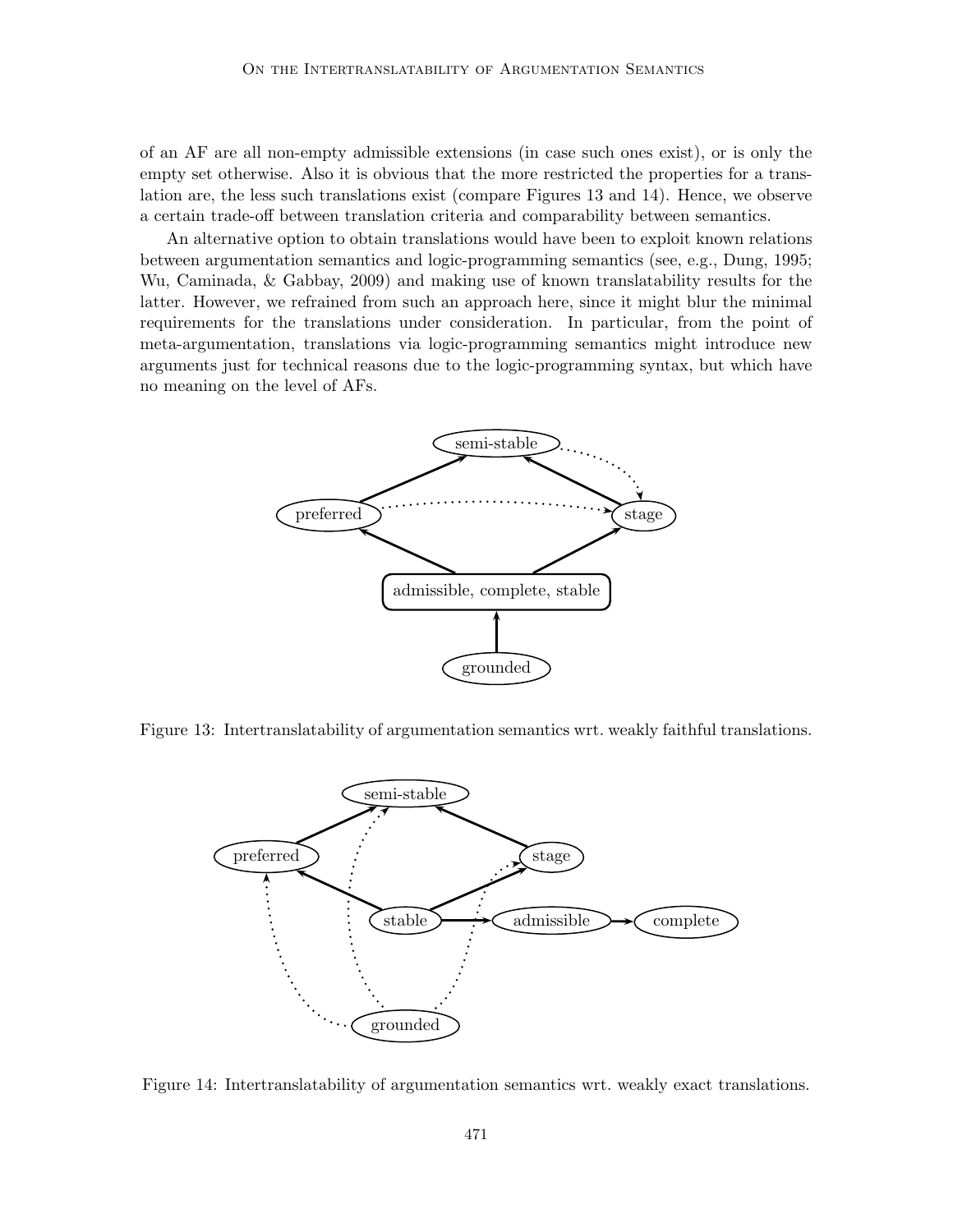of an AF are all non-empty admissible extensions (in case such ones exist), or is only the empty set otherwise. Also it is obvious that the more restricted the properties for a translation are, the less such translations exist (compare Figures 13 and 14). Hence, we observe a certain trade-off between translation criteria and comparability between semantics.

An alternative option to obtain translations would have been to exploit known relations between argumentation semantics and logic-programming semantics (see, e.g., Dung, 1995; Wu, Caminada, & Gabbay, 2009) and making use of known translatability results for the latter. However, we refrained from such an approach here, since it might blur the minimal requirements for the translations under consideration. In particular, from the point of meta-argumentation, translations via logic-programming semantics might introduce new arguments just for technical reasons due to the logic-programming syntax, but which have no meaning on the level of AFs.

Figure 13: Intertranslatability of argumentation semantics wrt. weakly faithful translations.

Figure 14: Intertranslatability of argumentation semantics wrt. weakly exact translations.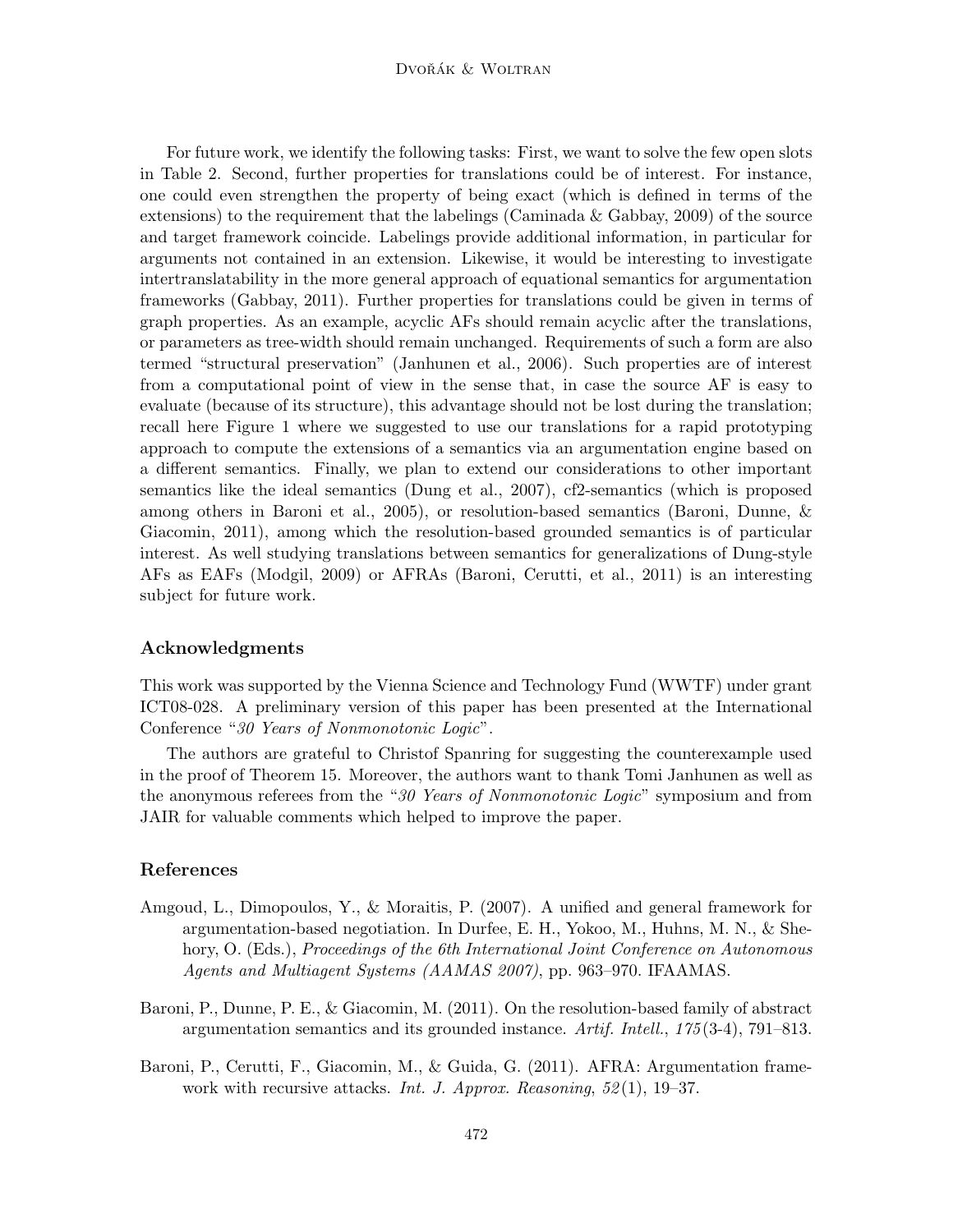For future work, we identify the following tasks: First, we want to solve the few open slots in Table 2. Second, further properties for translations could be of interest. For instance, one could even strengthen the property of being exact (which is defined in terms of the extensions) to the requirement that the labelings (Caminada & Gabbay, 2009) of the source and target framework coincide. Labelings provide additional information, in particular for arguments not contained in an extension. Likewise, it would be interesting to investigate intertranslatability in the more general approach of equational semantics for argumentation frameworks (Gabbay, 2011). Further properties for translations could be given in terms of graph properties. As an example, acyclic AFs should remain acyclic after the translations, or parameters as tree-width should remain unchanged. Requirements of such a form are also termed "structural preservation" (Janhunen et al., 2006). Such properties are of interest from a computational point of view in the sense that, in case the source AF is easy to evaluate (because of its structure), this advantage should not be lost during the translation; recall here Figure 1 where we suggested to use our translations for a rapid prototyping approach to compute the extensions of a semantics via an argumentation engine based on a different semantics. Finally, we plan to extend our considerations to other important semantics like the ideal semantics (Dung et al., 2007), cf2-semantics (which is proposed among others in Baroni et al., 2005), or resolution-based semantics (Baroni, Dunne, & Giacomin, 2011), among which the resolution-based grounded semantics is of particular interest. As well studying translations between semantics for generalizations of Dung-style AFs as EAFs (Modgil, 2009) or AFRAs (Baroni, Cerutti, et al., 2011) is an interesting subject for future work.

## Acknowledgments

This work was supported by the Vienna Science and Technology Fund (WWTF) under grant ICT08-028. A preliminary version of this paper has been presented at the International Conference "*30 Years of Nonmonotonic Logic*".

The authors are grateful to Christof Spanring for suggesting the counterexample used in the proof of Theorem 15. Moreover, the authors want to thank Tomi Janhunen as well as the anonymous referees from the "*30 Years of Nonmonotonic Logic*" symposium and from JAIR for valuable comments which helped to improve the paper.

## References

Amgoud, L., Dimopoulos, Y., & Moraitis, P. (2007). A unified and general framework for argumentation-based negotiation. In Durfee, E. H., Yokoo, M., Huhns, M. N., & Shehory, O. (Eds.), *Proceedings of the 6th International Joint Conference on Autonomous Agents and Multiagent Systems (AAMAS 2007)*, pp. 963–970. IFAAMAS.

Baroni, P., Dunne, P. E., & Giacomin, M. (2011). On the resolution-based family of abstract argumentation semantics and its grounded instance. *Artif. Intell.*, *175*(3-4), 791–813.

Baroni, P., Cerutti, F., Giacomin, M., & Guida, G. (2011). AFRA: Argumentation framework with recursive attacks. *Int. J. Approx. Reasoning*, *52*(1), 19–37.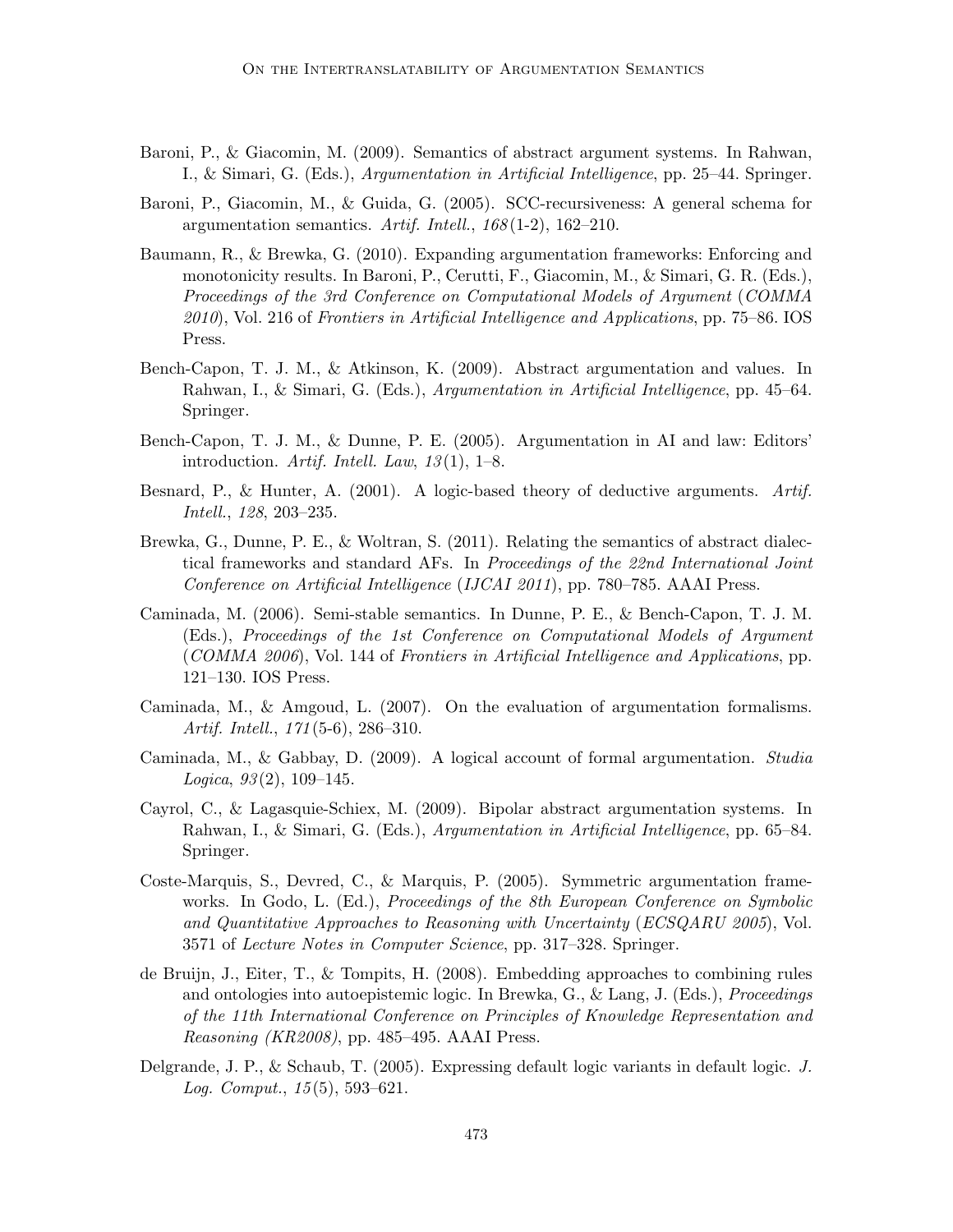Baroni, P., & Giacomin, M. (2009). Semantics of abstract argument systems. In Rahwan, I., & Simari, G. (Eds.), *Argumentation in Artificial Intelligence*, pp. 25–44. Springer.

Baroni, P., Giacomin, M., & Guida, G. (2005). SCC-recursiveness: A general schema for argumentation semantics. *Artif. Intell.*, *168*(1-2), 162–210.

Baumann, R., & Brewka, G. (2010). Expanding argumentation frameworks: Enforcing and monotonicity results. In Baroni, P., Cerutti, F., Giacomin, M., & Simari, G. R. (Eds.), *Proceedings of the 3rd Conference on Computational Models of Argument* (*COMMA 2010*), Vol. 216 of *Frontiers in Artificial Intelligence and Applications*, pp. 75–86. IOS Press.

Bench-Capon, T. J. M., & Atkinson, K. (2009). Abstract argumentation and values. In Rahwan, I., & Simari, G. (Eds.), *Argumentation in Artificial Intelligence*, pp. 45–64. Springer.

Bench-Capon, T. J. M., & Dunne, P. E. (2005). Argumentation in AI and law: Editors' introduction. *Artif. Intell. Law*, *13*(1), 1–8.

Besnard, P., & Hunter, A. (2001). A logic-based theory of deductive arguments. *Artif. Intell.*, *128*, 203–235.

Brewka, G., Dunne, P. E., & Woltran, S. (2011). Relating the semantics of abstract dialectical frameworks and standard AFs. In *Proceedings of the 22nd International Joint Conference on Artificial Intelligence* (*IJCAI 2011*), pp. 780–785. AAAI Press.

Caminada, M. (2006). Semi-stable semantics. In Dunne, P. E., & Bench-Capon, T. J. M. (Eds.), *Proceedings of the 1st Conference on Computational Models of Argument* (*COMMA 2006*), Vol. 144 of *Frontiers in Artificial Intelligence and Applications*, pp. 121–130. IOS Press.

Caminada, M., & Amgoud, L. (2007). On the evaluation of argumentation formalisms. *Artif. Intell.*, *171*(5-6), 286–310.

Caminada, M., & Gabbay, D. (2009). A logical account of formal argumentation. *Studia Logica*, *93*(2), 109–145.

Cayrol, C., & Lagasquie-Schiex, M. (2009). Bipolar abstract argumentation systems. In Rahwan, I., & Simari, G. (Eds.), *Argumentation in Artificial Intelligence*, pp. 65–84. Springer.

Coste-Marquis, S., Devred, C., & Marquis, P. (2005). Symmetric argumentation frameworks. In Godo, L. (Ed.), *Proceedings of the 8th European Conference on Symbolic and Quantitative Approaches to Reasoning with Uncertainty* (*ECSQARU 2005*), Vol. 3571 of *Lecture Notes in Computer Science*, pp. 317–328. Springer.

de Bruijn, J., Eiter, T., & Tompits, H. (2008). Embedding approaches to combining rules and ontologies into autoepistemic logic. In Brewka, G., & Lang, J. (Eds.), *Proceedings of the 11th International Conference on Principles of Knowledge Representation and Reasoning (KR2008)*, pp. 485–495. AAAI Press.

Delgrande, J. P., & Schaub, T. (2005). Expressing default logic variants in default logic. *J. Log. Comput.*, *15*(5), 593–621.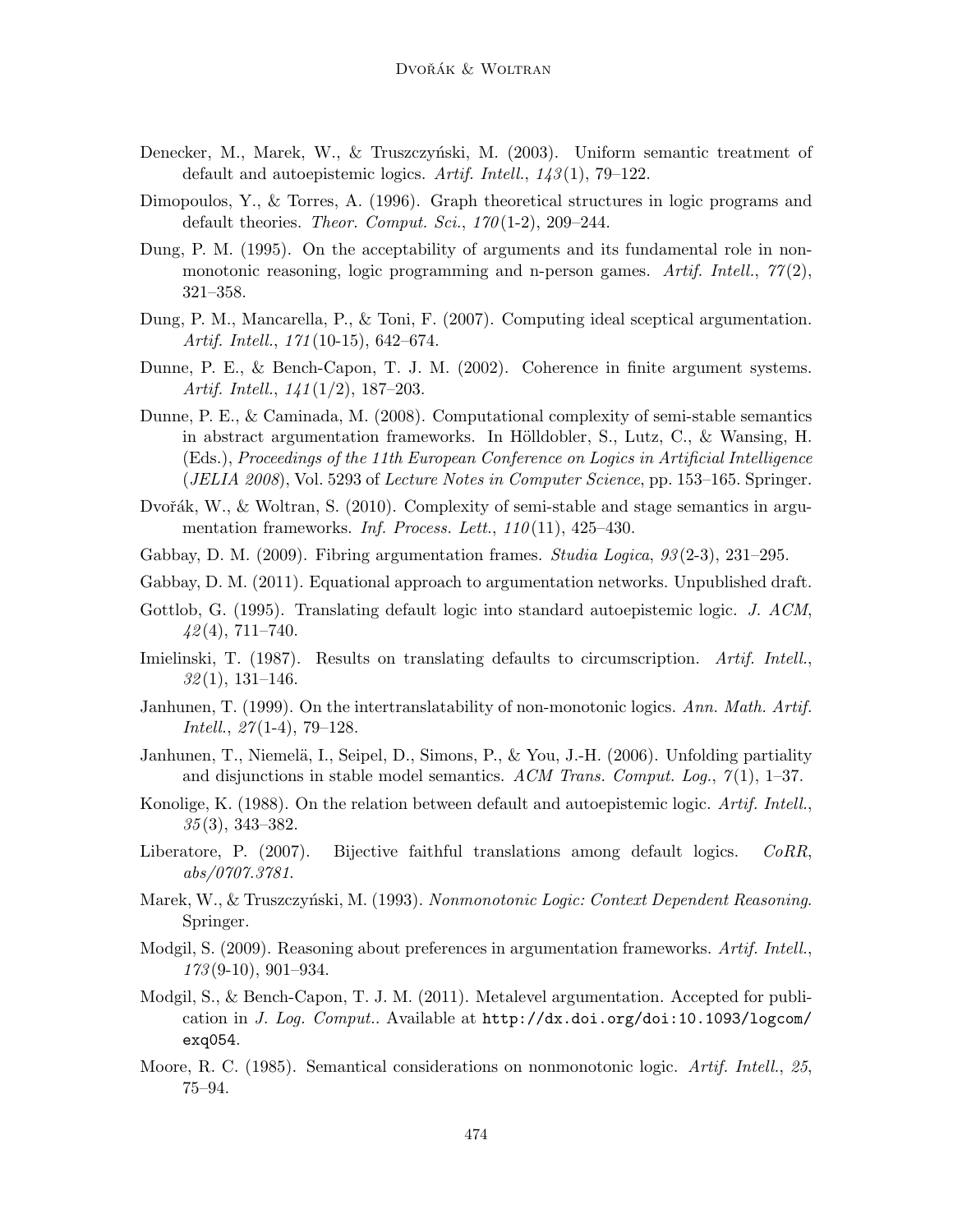Denecker, M., Marek, W., & Truszczyński, M. (2003). Uniform semantic treatment of default and autoepistemic logics. *Artif. Intell.*, *143*(1), 79–122.

Dimopoulos, Y., & Torres, A. (1996). Graph theoretical structures in logic programs and default theories. *Theor. Comput. Sci.*, *170*(1-2), 209–244.

Dung, P. M. (1995). On the acceptability of arguments and its fundamental role in nonmonotonic reasoning, logic programming and n-person games. *Artif. Intell.*, *77*(2), 321–358.

Dung, P. M., Mancarella, P., & Toni, F. (2007). Computing ideal sceptical argumentation. *Artif. Intell.*, *171*(10-15), 642–674.

Dunne, P. E., & Bench-Capon, T. J. M. (2002). Coherence in finite argument systems. *Artif. Intell.*, *141*(1/2), 187–203.

Dunne, P. E., & Caminada, M. (2008). Computational complexity of semi-stable semantics in abstract argumentation frameworks. In Hölldobler, S., Lutz, C., & Wansing, H. (Eds.), *Proceedings of the 11th European Conference on Logics in Artificial Intelligence* (*JELIA 2008*), Vol. 5293 of *Lecture Notes in Computer Science*, pp. 153–165. Springer.

Dvořák, W., & Woltran, S. (2010). Complexity of semi-stable and stage semantics in argumentation frameworks. *Inf. Process. Lett.*, *110*(11), 425–430.

Gabbay, D. M. (2009). Fibring argumentation frames. *Studia Logica*, *93*(2-3), 231–295.

Gabbay, D. M. (2011). Equational approach to argumentation networks. Unpublished draft.

Gottlob, G. (1995). Translating default logic into standard autoepistemic logic. *J. ACM*, *42*(4), 711–740.

Imielinski, T. (1987). Results on translating defaults to circumscription. *Artif. Intell.*, *32*(1), 131–146.

Janhunen, T. (1999). On the intertranslatability of non-monotonic logics. *Ann. Math. Artif. Intell.*, *27*(1-4), 79–128.

Janhunen, T., Niemelä, I., Seipel, D., Simons, P., & You, J.-H. (2006). Unfolding partiality and disjunctions in stable model semantics. *ACM Trans. Comput. Log.*, *7*(1), 1–37.

Konolige, K. (1988). On the relation between default and autoepistemic logic. *Artif. Intell.*, *35*(3), 343–382.

Liberatore, P. (2007). Bijective faithful translations among default logics. *CoRR*, *abs/0707.3781*.

Marek, W., & Truszczyński, M. (1993). *Nonmonotonic Logic: Context Dependent Reasoning*. Springer.

Modgil, S. (2009). Reasoning about preferences in argumentation frameworks. *Artif. Intell.*, *173*(9-10), 901–934.

Modgil, S., & Bench-Capon, T. J. M. (2011). Metalevel argumentation. Accepted for publication in *J. Log. Comput.*. Available at `http://dx.doi.org/doi:10.1093/logcom/exq054`.

Moore, R. C. (1985). Semantical considerations on nonmonotonic logic. *Artif. Intell.*, *25*, 75–94.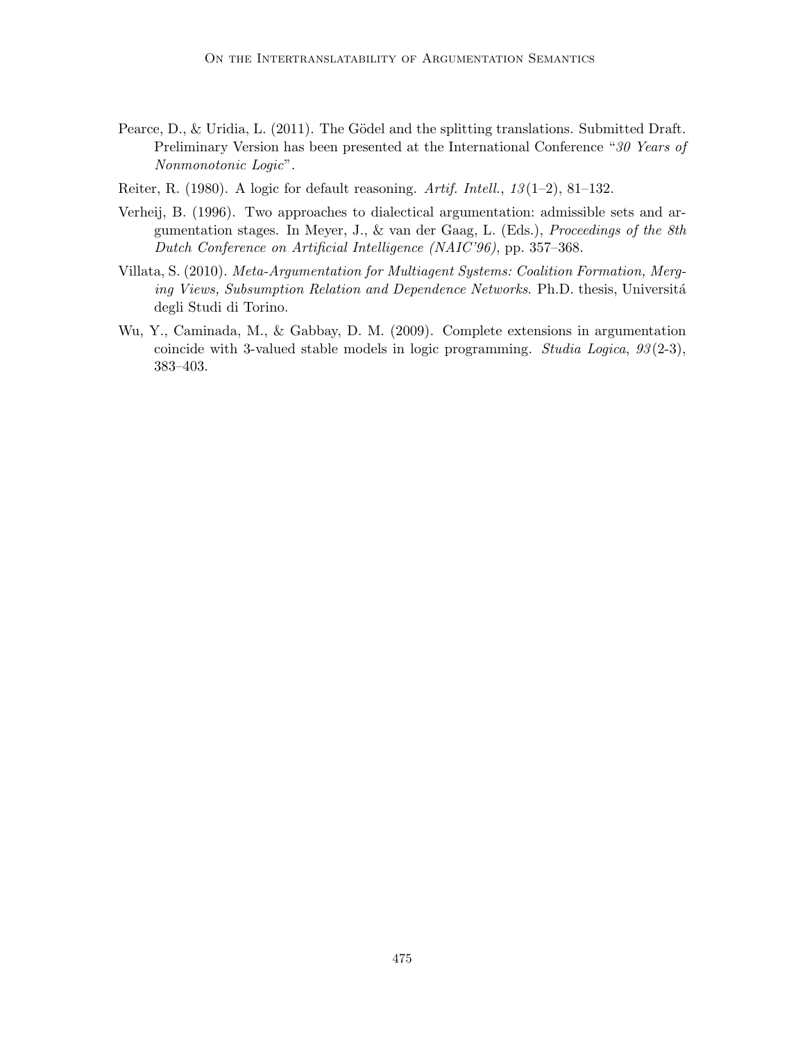Pearce, D., & Uridia, L. (2011). The Gödel and the splitting translations. Submitted Draft. Preliminary Version has been presented at the International Conference "*30 Years of Nonmonotonic Logic*".

Reiter, R. (1980). A logic for default reasoning. *Artif. Intell.*, *13*(1–2), 81–132.

Verheij, B. (1996). Two approaches to dialectical argumentation: admissible sets and argumentation stages. In Meyer, J., & van der Gaag, L. (Eds.), *Proceedings of the 8th Dutch Conference on Artificial Intelligence (NAIC'96)*, pp. 357–368.

Villata, S. (2010). *Meta-Argumentation for Multiagent Systems: Coalition Formation, Merging Views, Subsumption Relation and Dependence Networks*. Ph.D. thesis, Universitá degli Studi di Torino.

Wu, Y., Caminada, M., & Gabbay, D. M. (2009). Complete extensions in argumentation coincide with 3-valued stable models in logic programming. *Studia Logica*, *93*(2-3), 383–403.